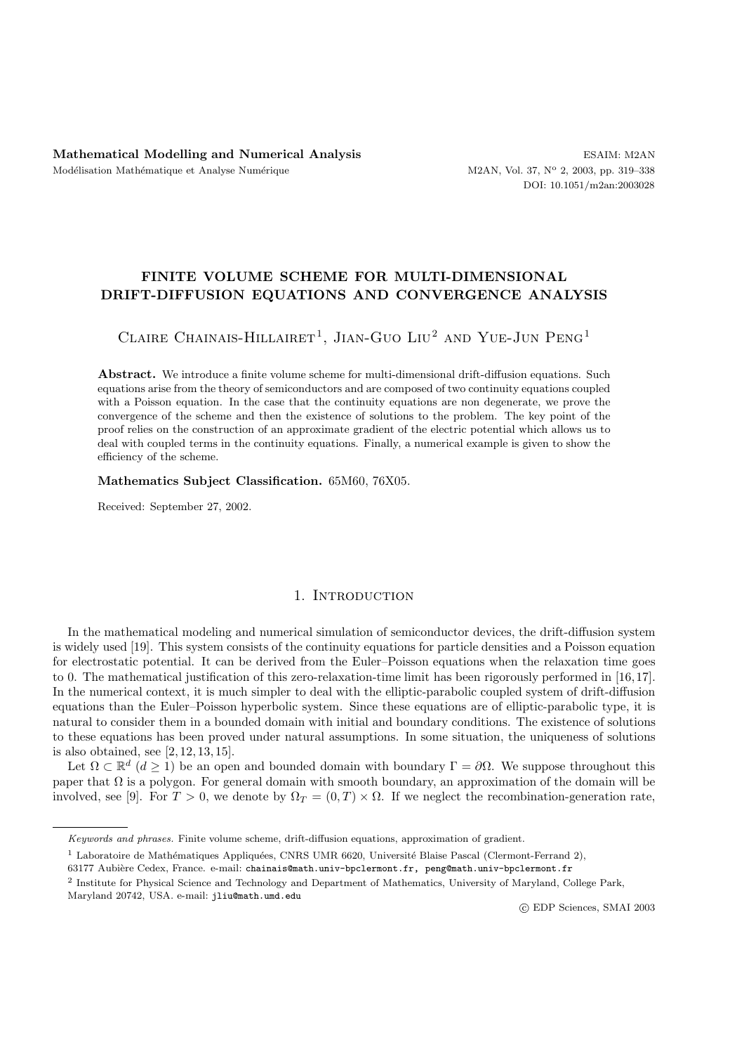# FINITE VOLUME SCHEME FOR MULTI-DIMENSIONAL DRIFT-DIFFUSION EQUATIONS AND CONVERGENCE ANALYSIS

Claire Chainais-Hillairet[1], Jian-Guo Liu[2] and Yue-Jun Peng[1]

**Abstract.** We introduce a finite volume scheme for multi-dimensional drift-diffusion equations. Such equations arise from the theory of semiconductors and are composed of two continuity equations coupled with a Poisson equation. In the case that the continuity equations are non degenerate, we prove the convergence of the scheme and then the existence of solutions to the problem. The key point of the proof relies on the construction of an approximate gradient of the electric potential which allows us to deal with coupled terms in the continuity equations. Finally, a numerical example is given to show the efficiency of the scheme.

**Mathematics Subject Classification.** 65M60, 76X05.

Received: September 27, 2002.

## 1. Introduction

In the mathematical modeling and numerical simulation of semiconductor devices, the drift-diffusion system is widely used [19]. This system consists of the continuity equations for particle densities and a Poisson equation for electrostatic potential. It can be derived from the Euler–Poisson equations when the relaxation time goes to 0. The mathematical justification of this zero-relaxation-time limit has been rigorously performed in [16,17]. In the numerical context, it is much simpler to deal with the elliptic-parabolic coupled system of drift-diffusion equations than the Euler–Poisson hyperbolic system. Since these equations are of elliptic-parabolic type, it is natural to consider them in a bounded domain with initial and boundary conditions. The existence of solutions to these equations has been proved under natural assumptions. In some situation, the uniqueness of solutions is also obtained, see [2,12,13,15].

Let $\Omega \subset \mathbb{R}^d$ ($d \geq 1$) be an open and bounded domain with boundary $\Gamma = \partial\Omega$. We suppose throughout this paper that $\Omega$ is a polygon. For general domain with smooth boundary, an approximation of the domain will be involved, see [9]. For $T > 0$, we denote by $\Omega_T = (0,T) \times \Omega$. If we neglect the recombination-generation rate,

---

*Keywords and phrases.* Finite volume scheme, drift-diffusion equations, approximation of gradient.

[1] Laboratoire de Mathématiques Appliquées, CNRS UMR 6620, Université Blaise Pascal (Clermont-Ferrand 2), 63177 Aubière Cedex, France. e-mail: chainais@math.univ-bpclermont.fr, peng@math.univ-bpclermont.fr

[2] Institute for Physical Science and Technology and Department of Mathematics, University of Maryland, College Park, Maryland 20742, USA. e-mail: jliu@math.umd.edu

© EDP Sciences, SMAI 2003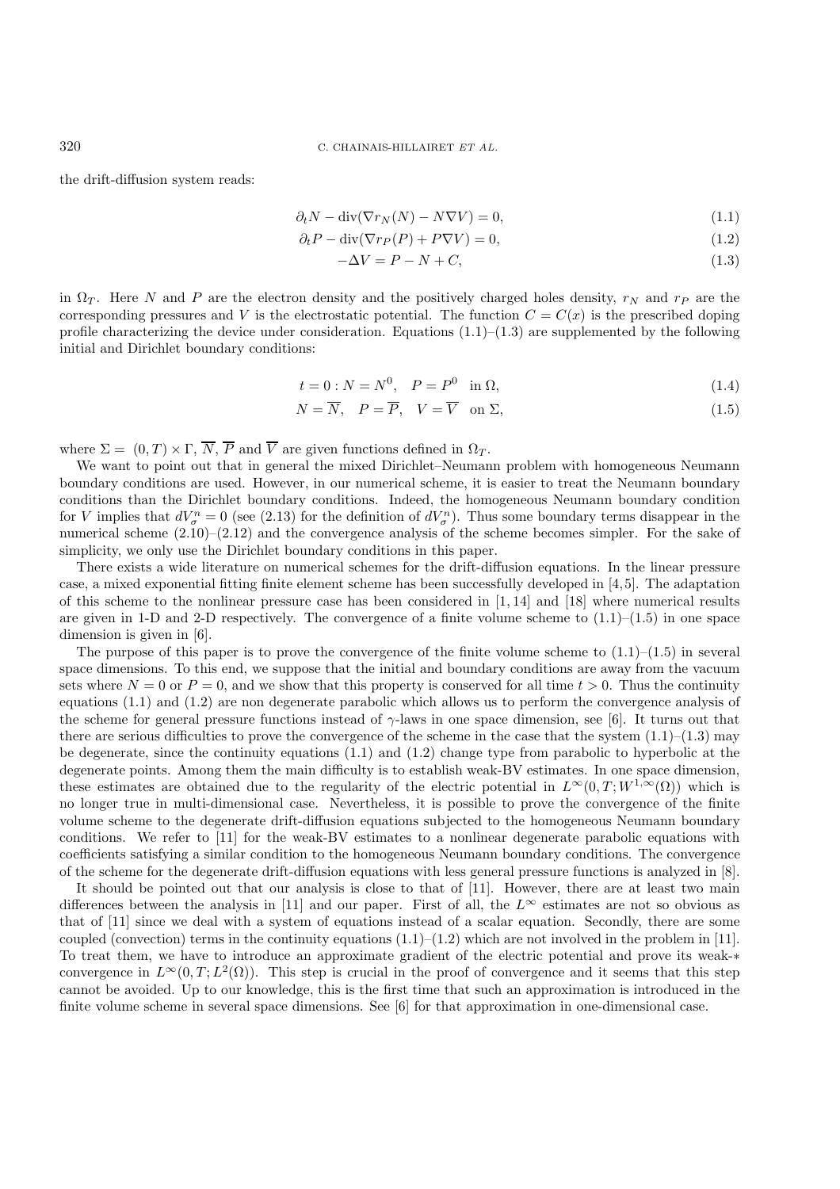the drift-diffusion system reads:

$$\partial_t N - \operatorname{div}(\nabla r_N(N) - N\nabla V) = 0, \tag{1.1}$$

$$\partial_t P - \operatorname{div}(\nabla r_P(P) + P\nabla V) = 0, \tag{1.2}$$

$$-\Delta V = P - N + C, \tag{1.3}$$

in $\Omega_T$. Here $N$ and $P$ are the electron density and the positively charged holes density, $r_N$ and $r_P$ are the corresponding pressures and $V$ is the electrostatic potential. The function $C = C(x)$ is the prescribed doping profile characterizing the device under consideration. Equations (1.1)–(1.3) are supplemented by the following initial and Dirichlet boundary conditions:

$$t = 0 : N = N^0, \quad P = P^0 \quad \text{in } \Omega, \tag{1.4}$$

$$N = \overline{N}, \quad P = \overline{P}, \quad V = \overline{V} \quad \text{on } \Sigma, \tag{1.5}$$

where $\Sigma = (0,T) \times \Gamma$, $\overline{N}$, $\overline{P}$ and $\overline{V}$ are given functions defined in $\Omega_T$.

We want to point out that in general the mixed Dirichlet–Neumann problem with homogeneous Neumann boundary conditions are used. However, in our numerical scheme, it is easier to treat the Neumann boundary conditions than the Dirichlet boundary conditions. Indeed, the homogeneous Neumann boundary condition for $V$ implies that $dV_\sigma^n = 0$ (see (2.13) for the definition of $dV_\sigma^n$). Thus some boundary terms disappear in the numerical scheme (2.10)–(2.12) and the convergence analysis of the scheme becomes simpler. For the sake of simplicity, we only use the Dirichlet boundary conditions in this paper.

There exists a wide literature on numerical schemes for the drift-diffusion equations. In the linear pressure case, a mixed exponential fitting finite element scheme has been successfully developed in [4,5]. The adaptation of this scheme to the nonlinear pressure case has been considered in [1,14] and [18] where numerical results are given in 1-D and 2-D respectively. The convergence of a finite volume scheme to (1.1)–(1.5) in one space dimension is given in [6].

The purpose of this paper is to prove the convergence of the finite volume scheme to (1.1)–(1.5) in several space dimensions. To this end, we suppose that the initial and boundary conditions are away from the vacuum sets where $N = 0$ or $P = 0$, and we show that this property is conserved for all time $t > 0$. Thus the continuity equations (1.1) and (1.2) are non degenerate parabolic which allows us to perform the convergence analysis of the scheme for general pressure functions instead of $\gamma$-laws in one space dimension, see [6]. It turns out that there are serious difficulties to prove the convergence of the scheme in the case that the system (1.1)–(1.3) may be degenerate, since the continuity equations (1.1) and (1.2) change type from parabolic to hyperbolic at the degenerate points. Among them the main difficulty is to establish weak-BV estimates. In one space dimension, these estimates are obtained due to the regularity of the electric potential in $L^\infty(0,T; W^{1,\infty}(\Omega))$ which is no longer true in multi-dimensional case. Nevertheless, it is possible to prove the convergence of the finite volume scheme to the degenerate drift-diffusion equations subjected to the homogeneous Neumann boundary conditions. We refer to [11] for the weak-BV estimates to a nonlinear degenerate parabolic equations with coefficients satisfying a similar condition to the homogeneous Neumann boundary conditions. The convergence of the scheme for the degenerate drift-diffusion equations with less general pressure functions is analyzed in [8].

It should be pointed out that our analysis is close to that of [11]. However, there are at least two main differences between the analysis in [11] and our paper. First of all, the $L^\infty$ estimates are not so obvious as that of [11] since we deal with a system of equations instead of a scalar equation. Secondly, there are some coupled (convection) terms in the continuity equations (1.1)–(1.2) which are not involved in the problem in [11]. To treat them, we have to introduce an approximate gradient of the electric potential and prove its weak-$*$ convergence in $L^\infty(0,T; L^2(\Omega))$. This step is crucial in the proof of convergence and it seems that this step cannot be avoided. Up to our knowledge, this is the first time that such an approximation is introduced in the finite volume scheme in several space dimensions. See [6] for that approximation in one-dimensional case.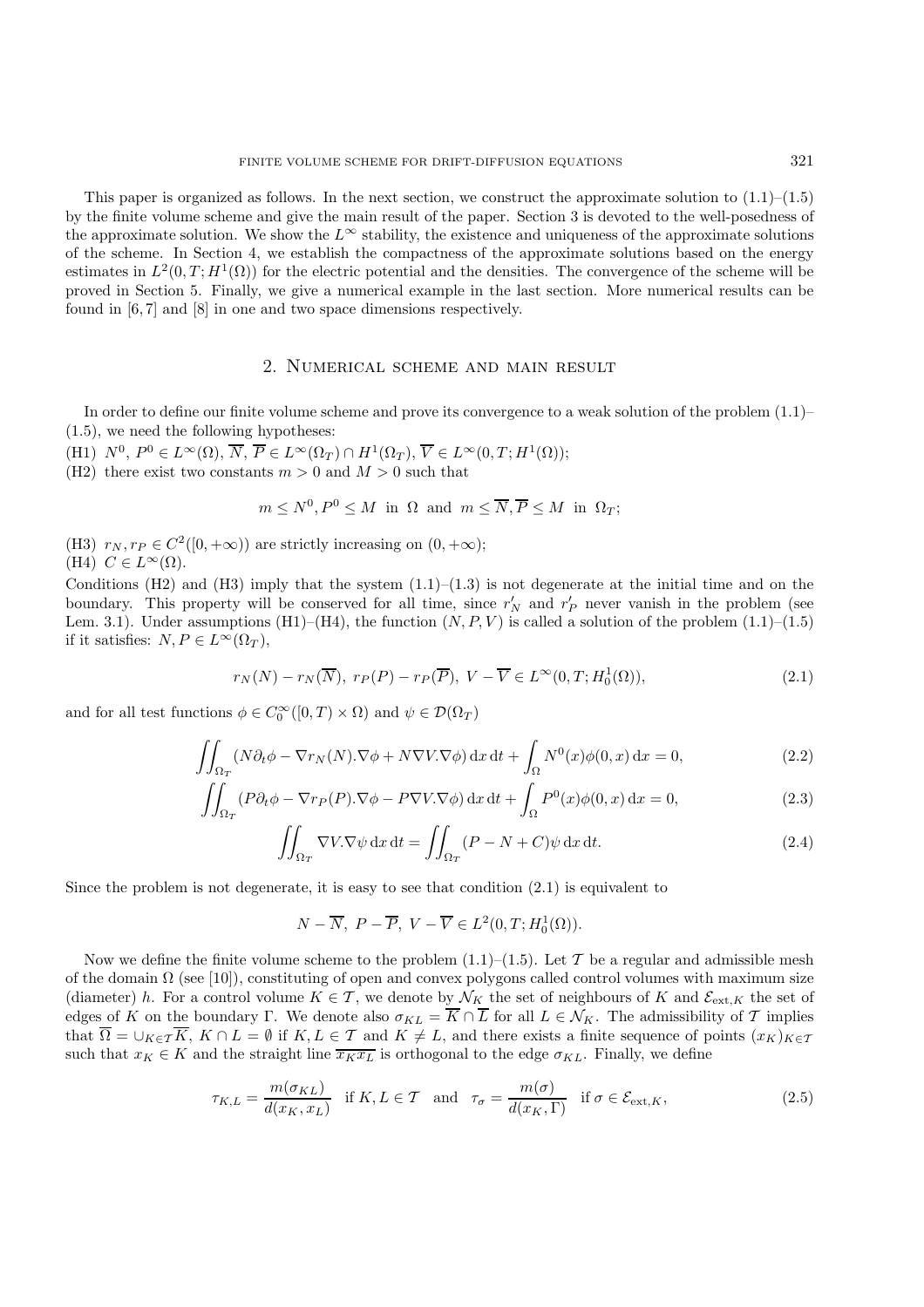This paper is organized as follows. In the next section, we construct the approximate solution to (1.1)–(1.5) by the finite volume scheme and give the main result of the paper. Section 3 is devoted to the well-posedness of the approximate solution. We show the $L^\infty$ stability, the existence and uniqueness of the approximate solutions of the scheme. In Section 4, we establish the compactness of the approximate solutions based on the energy estimates in $L^2(0,T;H^1(\Omega))$ for the electric potential and the densities. The convergence of the scheme will be proved in Section 5. Finally, we give a numerical example in the last section. More numerical results can be found in [6,7] and [8] in one and two space dimensions respectively.

## 2. Numerical scheme and main result

In order to define our finite volume scheme and prove its convergence to a weak solution of the problem (1.1)–(1.5), we need the following hypotheses:

(H1) $N^0,\ P^0 \in L^\infty(\Omega)$, $\overline{N},\ \overline{P} \in L^\infty(\Omega_T) \cap H^1(\Omega_T)$, $\overline{V} \in L^\infty(0,T;H^1(\Omega))$;

(H2) there exist two constants $m > 0$ and $M > 0$ such that

$$m \leq N^0, P^0 \leq M \ \text{ in } \ \Omega \ \text{ and } \ m \leq \overline{N}, \overline{P} \leq M \ \text{ in } \ \Omega_T;$$

(H3) $r_N, r_P \in C^2([0,+\infty))$ are strictly increasing on $(0,+\infty)$;

(H4) $C \in L^\infty(\Omega)$.

Conditions (H2) and (H3) imply that the system (1.1)–(1.3) is not degenerate at the initial time and on the boundary. This property will be conserved for all time, since $r_N'$ and $r_P'$ never vanish in the problem (see Lem. 3.1). Under assumptions (H1)–(H4), the function $(N,P,V)$ is called a solution of the problem (1.1)–(1.5) if it satisfies: $N, P \in L^\infty(\Omega_T)$,

$$r_N(N) - r_N(\overline{N}),\ r_P(P) - r_P(\overline{P}),\ V - \overline{V} \in L^\infty(0,T;H_0^1(\Omega)), \tag{2.1}$$

and for all test functions $\phi \in C_0^\infty([0,T) \times \Omega)$ and $\psi \in \mathcal{D}(\Omega_T)$

$$\iint_{\Omega_T} (N\partial_t \phi - \nabla r_N(N).\nabla\phi + N\nabla V.\nabla\phi)\,\mathrm{d}x\,\mathrm{d}t + \int_\Omega N^0(x)\phi(0,x)\,\mathrm{d}x = 0, \tag{2.2}$$

$$\iint_{\Omega_T} (P\partial_t \phi - \nabla r_P(P).\nabla\phi - P\nabla V.\nabla\phi)\,\mathrm{d}x\,\mathrm{d}t + \int_\Omega P^0(x)\phi(0,x)\,\mathrm{d}x = 0, \tag{2.3}$$

$$\iint_{\Omega_T} \nabla V.\nabla\psi\,\mathrm{d}x\,\mathrm{d}t = \iint_{\Omega_T} (P - N + C)\psi\,\mathrm{d}x\,\mathrm{d}t. \tag{2.4}$$

Since the problem is not degenerate, it is easy to see that condition (2.1) is equivalent to

$$N - \overline{N},\ P - \overline{P},\ V - \overline{V} \in L^2(0,T;H_0^1(\Omega)).$$

Now we define the finite volume scheme to the problem (1.1)–(1.5). Let $\mathcal{T}$ be a regular and admissible mesh of the domain $\Omega$ (see [10]), constituting of open and convex polygons called control volumes with maximum size (diameter) $h$. For a control volume $K \in \mathcal{T}$, we denote by $\mathcal{N}_K$ the set of neighbours of $K$ and $\mathcal{E}_{\mathrm{ext},K}$ the set of edges of $K$ on the boundary $\Gamma$. We denote also $\sigma_{KL} = \overline{K} \cap \overline{L}$ for all $L \in \mathcal{N}_K$. The admissibility of $\mathcal{T}$ implies that $\overline{\Omega} = \cup_{K\in\mathcal{T}}\overline{K}$, $K \cap L = \emptyset$ if $K, L \in \mathcal{T}$ and $K \neq L$, and there exists a finite sequence of points $(x_K)_{K\in\mathcal{T}}$ such that $x_K \in K$ and the straight line $\overline{x_K x_L}$ is orthogonal to the edge $\sigma_{KL}$. Finally, we define

$$\tau_{K,L} = \frac{m(\sigma_{KL})}{d(x_K, x_L)} \quad \text{if } K, L \in \mathcal{T} \quad \text{and} \quad \tau_\sigma = \frac{m(\sigma)}{d(x_K, \Gamma)} \quad \text{if } \sigma \in \mathcal{E}_{\mathrm{ext},K}, \tag{2.5}$$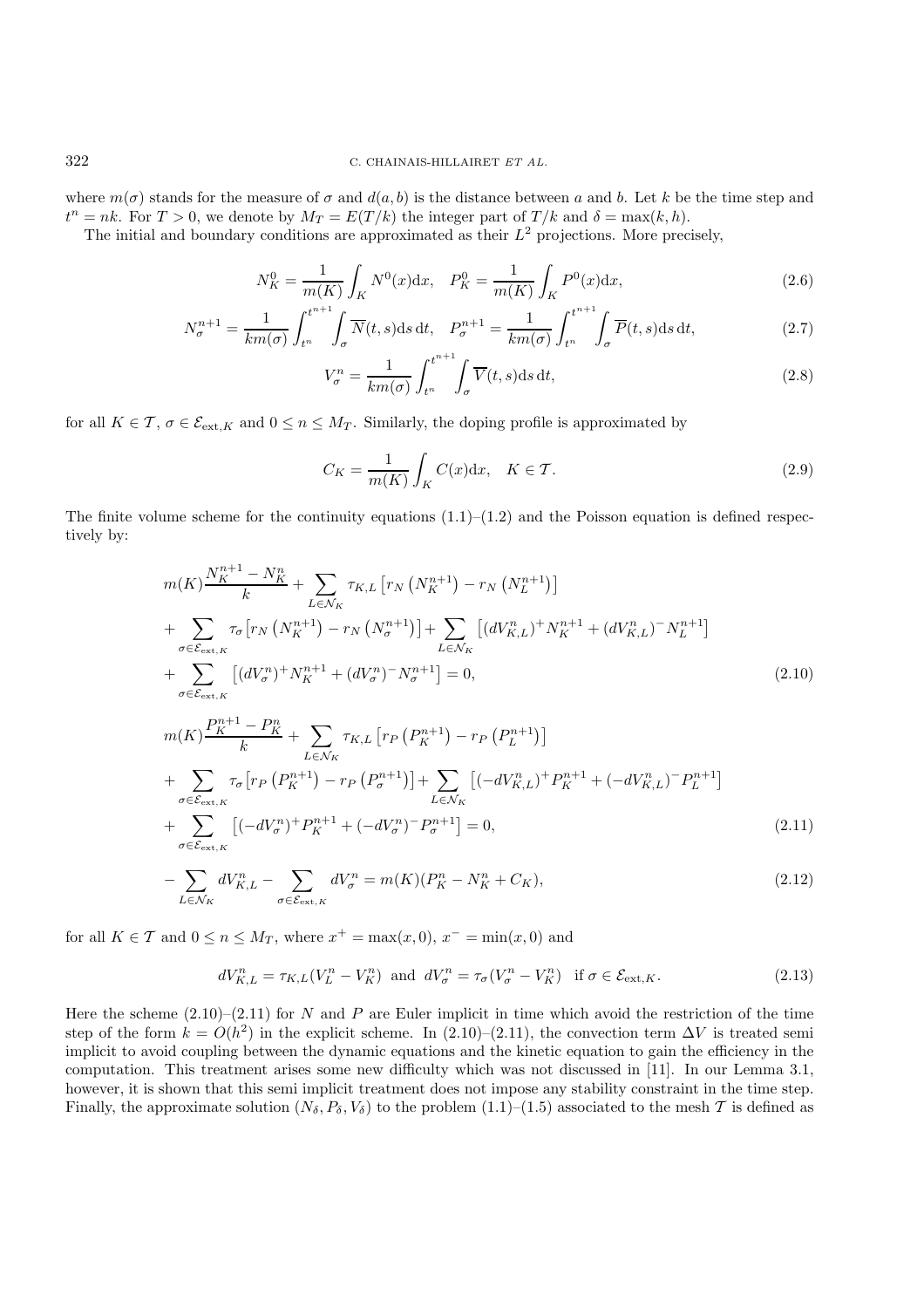where $m(\sigma)$ stands for the measure of $\sigma$ and $d(a,b)$ is the distance between $a$ and $b$. Let $k$ be the time step and $t^n = nk$. For $T > 0$, we denote by $M_T = E(T/k)$ the integer part of $T/k$ and $\delta = \max(k,h)$.

The initial and boundary conditions are approximated as their $L^2$ projections. More precisely,

$$N_K^0 = \frac{1}{m(K)} \int_K N^0(x)\mathrm{d}x, \quad P_K^0 = \frac{1}{m(K)} \int_K P^0(x)\mathrm{d}x, \tag{2.6}$$

$$N_\sigma^{n+1} = \frac{1}{km(\sigma)} \int_{t^n}^{t^{n+1}} \int_\sigma \overline{N}(t,s)\mathrm{d}s\,\mathrm{d}t, \quad P_\sigma^{n+1} = \frac{1}{km(\sigma)} \int_{t^n}^{t^{n+1}} \int_\sigma \overline{P}(t,s)\mathrm{d}s\,\mathrm{d}t, \tag{2.7}$$

$$V_\sigma^n = \frac{1}{km(\sigma)} \int_{t^n}^{t^{n+1}} \int_\sigma \overline{V}(t,s)\mathrm{d}s\,\mathrm{d}t, \tag{2.8}$$

for all $K \in \mathcal{T}$, $\sigma \in \mathcal{E}_{\mathrm{ext},K}$ and $0 \le n \le M_T$. Similarly, the doping profile is approximated by

$$C_K = \frac{1}{m(K)} \int_K C(x)\mathrm{d}x, \quad K \in \mathcal{T}. \tag{2.9}$$

The finite volume scheme for the continuity equations (1.1)–(1.2) and the Poisson equation is defined respectively by:

$$\begin{aligned}
&m(K)\frac{N_K^{n+1} - N_K^n}{k} + \sum_{L\in\mathcal{N}_K} \tau_{K,L}\left[r_N\left(N_K^{n+1}\right) - r_N\left(N_L^{n+1}\right)\right] \\
&+ \sum_{\sigma\in\mathcal{E}_{\mathrm{ext},K}} \tau_\sigma\left[r_N\left(N_K^{n+1}\right) - r_N\left(N_\sigma^{n+1}\right)\right] + \sum_{L\in\mathcal{N}_K}\left[(dV_{K,L}^n)^+ N_K^{n+1} + (dV_{K,L}^n)^- N_L^{n+1}\right] \\
&+ \sum_{\sigma\in\mathcal{E}_{\mathrm{ext},K}}\left[(dV_\sigma^n)^+ N_K^{n+1} + (dV_\sigma^n)^- N_\sigma^{n+1}\right] = 0,
\end{aligned} \tag{2.10}$$

$$\begin{aligned}
&m(K)\frac{P_K^{n+1} - P_K^n}{k} + \sum_{L\in\mathcal{N}_K} \tau_{K,L}\left[r_P\left(P_K^{n+1}\right) - r_P\left(P_L^{n+1}\right)\right] \\
&+ \sum_{\sigma\in\mathcal{E}_{\mathrm{ext},K}} \tau_\sigma\left[r_P\left(P_K^{n+1}\right) - r_P\left(P_\sigma^{n+1}\right)\right] + \sum_{L\in\mathcal{N}_K}\left[(-dV_{K,L}^n)^+ P_K^{n+1} + (-dV_{K,L}^n)^- P_L^{n+1}\right] \\
&+ \sum_{\sigma\in\mathcal{E}_{\mathrm{ext},K}}\left[(-dV_\sigma^n)^+ P_K^{n+1} + (-dV_\sigma^n)^- P_\sigma^{n+1}\right] = 0,
\end{aligned} \tag{2.11}$$

$$-\sum_{L\in\mathcal{N}_K} dV_{K,L}^n - \sum_{\sigma\in\mathcal{E}_{\mathrm{ext},K}} dV_\sigma^n = m(K)(P_K^n - N_K^n + C_K), \tag{2.12}$$

for all $K \in \mathcal{T}$ and $0 \le n \le M_T$, where $x^+ = \max(x,0)$, $x^- = \min(x,0)$ and

$$dV_{K,L}^n = \tau_{K,L}(V_L^n - V_K^n) \ \text{ and } \ dV_\sigma^n = \tau_\sigma(V_\sigma^n - V_K^n) \quad \text{if } \sigma \in \mathcal{E}_{\mathrm{ext},K}. \tag{2.13}$$

Here the scheme (2.10)–(2.11) for $N$ and $P$ are Euler implicit in time which avoid the restriction of the time step of the form $k = O(h^2)$ in the explicit scheme. In (2.10)–(2.11), the convection term $\Delta V$ is treated semi implicit to avoid coupling between the dynamic equations and the kinetic equation to gain the efficiency in the computation. This treatment arises some new difficulty which was not discussed in [11]. In our Lemma 3.1, however, it is shown that this semi implicit treatment does not impose any stability constraint in the time step. Finally, the approximate solution $(N_\delta, P_\delta, V_\delta)$ to the problem (1.1)–(1.5) associated to the mesh $\mathcal{T}$ is defined as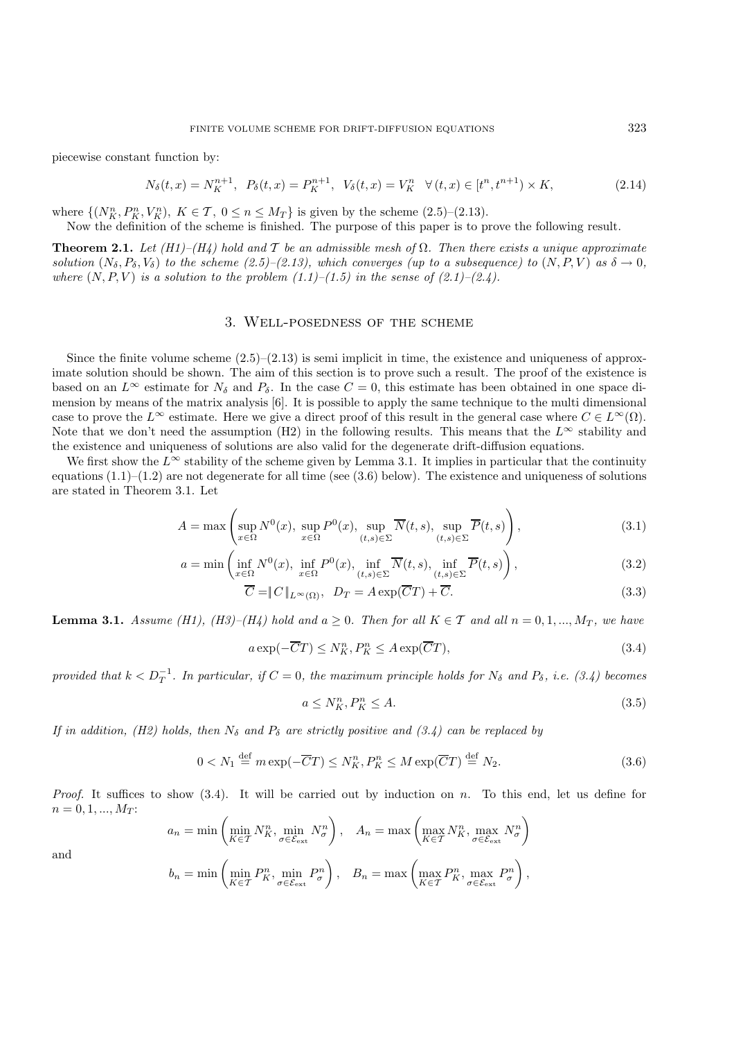piecewise constant function by:

$$N_\delta(t,x) = N_K^{n+1}, \;\; P_\delta(t,x) = P_K^{n+1}, \;\; V_\delta(t,x) = V_K^n \quad \forall\, (t,x) \in [t^n, t^{n+1}) \times K, \tag{2.14}$$

where $\{(N_K^n, P_K^n, V_K^n),\; K \in \mathcal{T},\; 0 \le n \le M_T\}$ is given by the scheme (2.5)–(2.13).

Now the definition of the scheme is finished. The purpose of this paper is to prove the following result.

**Theorem 2.1.** *Let (H1)–(H4) hold and $\mathcal{T}$ be an admissible mesh of $\Omega$. Then there exists a unique approximate solution $(N_\delta, P_\delta, V_\delta)$ to the scheme (2.5)–(2.13), which converges (up to a subsequence) to $(N, P, V)$ as $\delta \to 0$, where $(N, P, V)$ is a solution to the problem (1.1)–(1.5) in the sense of (2.1)–(2.4).*

## 3. Well-posedness of the scheme

Since the finite volume scheme (2.5)–(2.13) is semi implicit in time, the existence and uniqueness of approximate solution should be shown. The aim of this section is to prove such a result. The proof of the existence is based on an $L^\infty$ estimate for $N_\delta$ and $P_\delta$. In the case $C = 0$, this estimate has been obtained in one space dimension by means of the matrix analysis [6]. It is possible to apply the same technique to the multi dimensional case to prove the $L^\infty$ estimate. Here we give a direct proof of this result in the general case where $C \in L^\infty(\Omega)$. Note that we don't need the assumption (H2) in the following results. This means that the $L^\infty$ stability and the existence and uniqueness of solutions are also valid for the degenerate drift-diffusion equations.

We first show the $L^\infty$ stability of the scheme given by Lemma 3.1. It implies in particular that the continuity equations (1.1)–(1.2) are not degenerate for all time (see (3.6) below). The existence and uniqueness of solutions are stated in Theorem 3.1. Let

$$A = \max\left( \sup_{x\in\Omega} N^0(x),\; \sup_{x\in\Omega} P^0(x),\; \sup_{(t,s)\in\Sigma} \overline{N}(t,s),\; \sup_{(t,s)\in\Sigma} \overline{P}(t,s) \right), \tag{3.1}$$

$$a = \min\left( \inf_{x\in\Omega} N^0(x),\; \inf_{x\in\Omega} P^0(x),\; \inf_{(t,s)\in\Sigma} \overline{N}(t,s),\; \inf_{(t,s)\in\Sigma} \overline{P}(t,s) \right), \tag{3.2}$$

$$\overline{C} = \| C \|_{L^\infty(\Omega)}, \quad D_T = A\exp(\overline{C}T) + \overline{C}. \tag{3.3}$$

**Lemma 3.1.** *Assume (H1), (H3)–(H4) hold and $a \ge 0$. Then for all $K \in \mathcal{T}$ and all $n = 0, 1, ..., M_T$, we have*

$$a\exp(-\overline{C}T) \le N_K^n, P_K^n \le A\exp(\overline{C}T), \tag{3.4}$$

*provided that $k < D_T^{-1}$. In particular, if $C = 0$, the maximum principle holds for $N_\delta$ and $P_\delta$, i.e. (3.4) becomes*

$$a \le N_K^n, P_K^n \le A. \tag{3.5}$$

*If in addition, (H2) holds, then $N_\delta$ and $P_\delta$ are strictly positive and (3.4) can be replaced by*

$$0 < N_1 \overset{\text{def}}{=} m\exp(-\overline{C}T) \le N_K^n, P_K^n \le M\exp(\overline{C}T) \overset{\text{def}}{=} N_2. \tag{3.6}$$

*Proof.* It suffices to show (3.4). It will be carried out by induction on $n$. To this end, let us define for $n = 0, 1, ..., M_T$:

$$a_n = \min\left( \min_{K\in\mathcal{T}} N_K^n,\; \min_{\sigma\in\mathcal{E}_{\text{ext}}} N_\sigma^n \right), \quad A_n = \max\left( \max_{K\in\mathcal{T}} N_K^n,\; \max_{\sigma\in\mathcal{E}_{\text{ext}}} N_\sigma^n \right)$$

and

$$b_n = \min\left( \min_{K\in\mathcal{T}} P_K^n,\; \min_{\sigma\in\mathcal{E}_{\text{ext}}} P_\sigma^n \right), \quad B_n = \max\left( \max_{K\in\mathcal{T}} P_K^n,\; \max_{\sigma\in\mathcal{E}_{\text{ext}}} P_\sigma^n \right),$$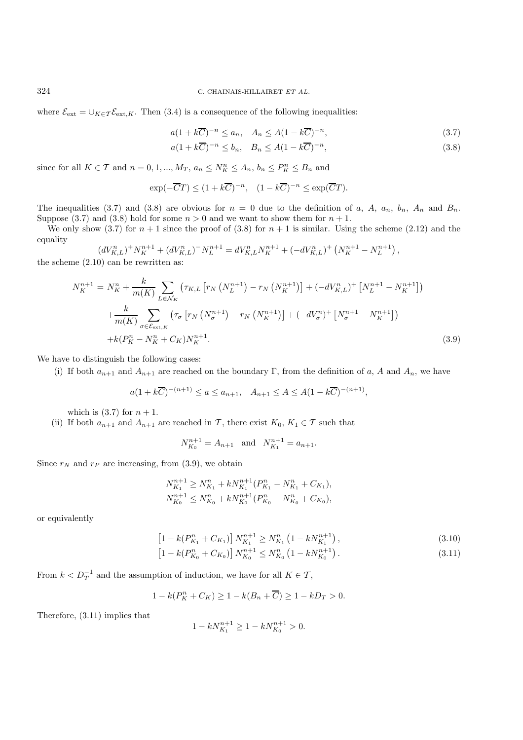where $\mathcal{E}_{\text{ext}} = \cup_{K \in \mathcal{T}} \mathcal{E}_{\text{ext},K}$. Then (3.4) is a consequence of the following inequalities:

$$a(1+k\overline{C})^{-n} \leq a_n, \quad A_n \leq A(1-k\overline{C})^{-n}, \tag{3.7}$$

$$a(1+k\overline{C})^{-n} \leq b_n, \quad B_n \leq A(1-k\overline{C})^{-n}, \tag{3.8}$$

since for all $K \in \mathcal{T}$ and $n = 0, 1, ..., M_T$, $a_n \leq N_K^n \leq A_n$, $b_n \leq P_K^n \leq B_n$ and

$$\exp(-\overline{C}T) \leq (1+k\overline{C})^{-n}, \quad (1-k\overline{C})^{-n} \leq \exp(\overline{C}T).$$

The inequalities (3.7) and (3.8) are obvious for $n = 0$ due to the definition of $a$, $A$, $a_n$, $b_n$, $A_n$ and $B_n$. Suppose (3.7) and (3.8) hold for some $n > 0$ and we want to show them for $n + 1$.

We only show (3.7) for $n + 1$ since the proof of (3.8) for $n + 1$ is similar. Using the scheme (2.12) and the equality

$$(dV_{K,L}^n)^+ N_K^{n+1} + (dV_{K,L}^n)^- N_L^{n+1} = dV_{K,L}^n N_K^{n+1} + (-dV_{K,L}^n)^+ \left(N_K^{n+1} - N_L^{n+1}\right),$$

the scheme (2.10) can be rewritten as:

$$\begin{aligned}
N_K^{n+1} = {} & N_K^n + \frac{k}{m(K)} \sum_{L \in \mathcal{N}_K} \left(\tau_{K,L} \left[r_N\left(N_L^{n+1}\right) - r_N\left(N_K^{n+1}\right)\right] + (-dV_{K,L}^n)^+ \left[N_L^{n+1} - N_K^{n+1}\right]\right) \\
& + \frac{k}{m(K)} \sum_{\sigma \in \mathcal{E}_{\text{ext},K}} \left(\tau_\sigma \left[r_N\left(N_\sigma^{n+1}\right) - r_N\left(N_K^{n+1}\right)\right] + (-dV_\sigma^n)^+ \left[N_\sigma^{n+1} - N_K^{n+1}\right]\right) \\
& + k(P_K^n - N_K^n + C_K) N_K^{n+1}.
\end{aligned} \tag{3.9}$$

We have to distinguish the following cases:

(i) If both $a_{n+1}$ and $A_{n+1}$ are reached on the boundary $\Gamma$, from the definition of $a$, $A$ and $A_n$, we have

$$a(1+k\overline{C})^{-(n+1)} \leq a \leq a_{n+1}, \quad A_{n+1} \leq A \leq A(1-k\overline{C})^{-(n+1)},$$

which is (3.7) for $n + 1$.

(ii) If both $a_{n+1}$ and $A_{n+1}$ are reached in $\mathcal{T}$, there exist $K_0, K_1 \in \mathcal{T}$ such that

$$N_{K_0}^{n+1} = A_{n+1} \quad \text{and} \quad N_{K_1}^{n+1} = a_{n+1}.$$

Since $r_N$ and $r_P$ are increasing, from (3.9), we obtain

$$\begin{aligned}
N_{K_1}^{n+1} &\geq N_{K_1}^n + k N_{K_1}^{n+1}(P_{K_1}^n - N_{K_1}^n + C_{K_1}), \\
N_{K_0}^{n+1} &\leq N_{K_0}^n + k N_{K_0}^{n+1}(P_{K_0}^n - N_{K_0}^n + C_{K_0}),
\end{aligned}$$

or equivalently

$$\left[1 - k(P_{K_1}^n + C_{K_1})\right] N_{K_1}^{n+1} \geq N_{K_1}^n \left(1 - k N_{K_1}^{n+1}\right), \tag{3.10}$$

$$\left[1 - k(P_{K_0}^n + C_{K_0})\right] N_{K_0}^{n+1} \leq N_{K_0}^n \left(1 - k N_{K_0}^{n+1}\right). \tag{3.11}$$

From $k < D_T^{-1}$ and the assumption of induction, we have for all $K \in \mathcal{T}$,

$$1 - k(P_K^n + C_K) \geq 1 - k(B_n + \overline{C}) \geq 1 - kD_T > 0.$$

Therefore, (3.11) implies that

$$1 - kN_{K_1}^{n+1} \geq 1 - kN_{K_0}^{n+1} > 0.$$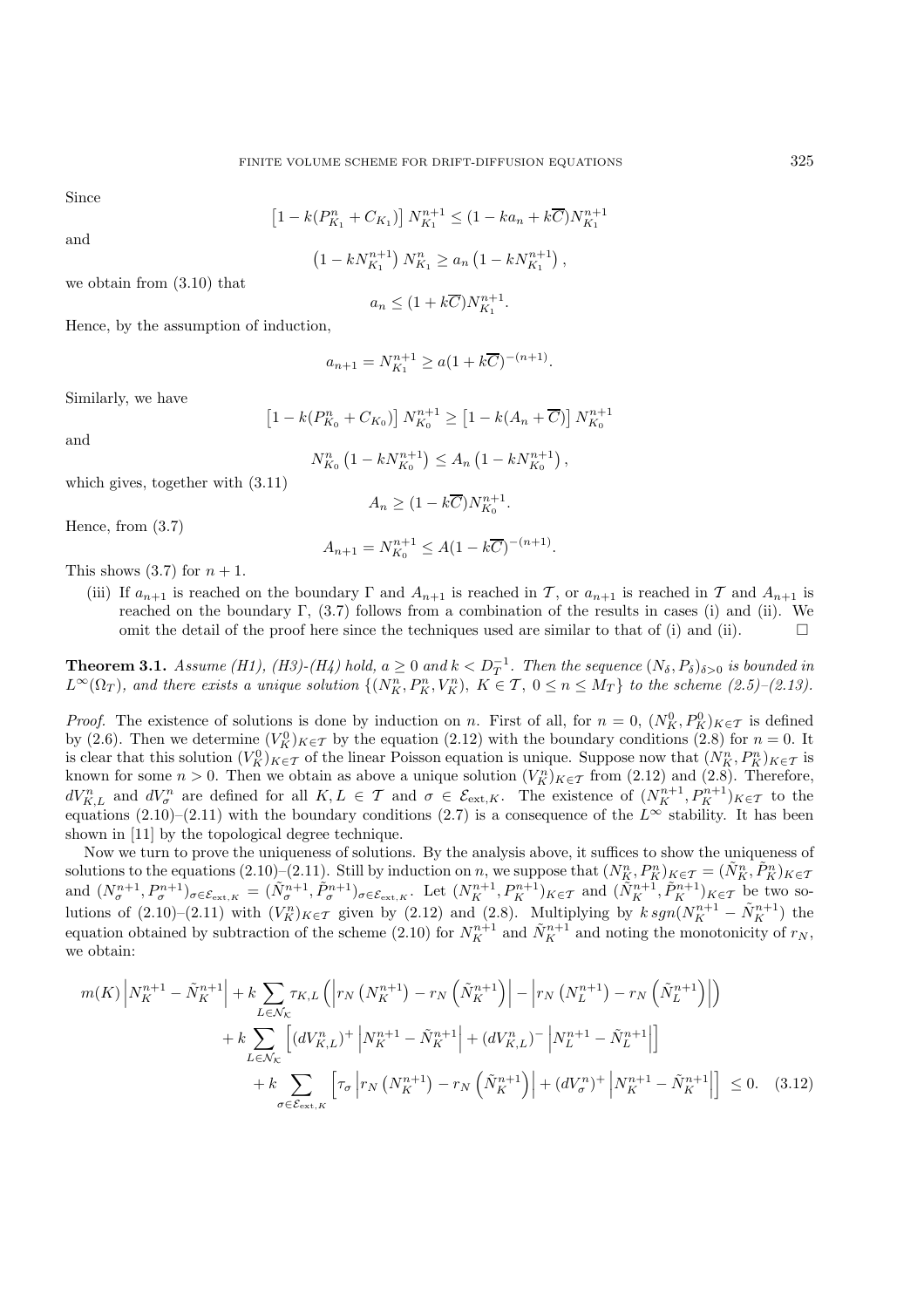Since

$$\left[1 - k(P^n_{K_1} + C_{K_1})\right] N^{n+1}_{K_1} \leq (1 - ka_n + k\overline{C}) N^{n+1}_{K_1}$$

and

$$\left(1 - kN^{n+1}_{K_1}\right) N^n_{K_1} \geq a_n \left(1 - kN^{n+1}_{K_1}\right),$$

we obtain from (3.10) that

$$a_n \leq (1 + k\overline{C}) N^{n+1}_{K_1}.$$

Hence, by the assumption of induction,

$$a_{n+1} = N^{n+1}_{K_1} \geq a(1 + k\overline{C})^{-(n+1)}.$$

Similarly, we have

$$\left[1 - k(P^n_{K_0} + C_{K_0})\right] N^{n+1}_{K_0} \geq \left[1 - k(A_n + \overline{C})\right] N^{n+1}_{K_0}$$

and

$$N^n_{K_0} \left(1 - kN^{n+1}_{K_0}\right) \leq A_n \left(1 - kN^{n+1}_{K_0}\right),$$

which gives, together with (3.11)

$$A_n \geq (1 - k\overline{C}) N^{n+1}_{K_0}.$$

Hence, from (3.7)

$$A_{n+1} = N^{n+1}_{K_0} \leq A(1 - k\overline{C})^{-(n+1)}.$$

This shows (3.7) for $n+1$.

(iii) If $a_{n+1}$ is reached on the boundary $\Gamma$ and $A_{n+1}$ is reached in $\mathcal{T}$, or $a_{n+1}$ is reached in $\mathcal{T}$ and $A_{n+1}$ is reached on the boundary $\Gamma$, (3.7) follows from a combination of the results in cases (i) and (ii). We omit the detail of the proof here since the techniques used are similar to that of (i) and (ii). $\square$

**Theorem 3.1.** *Assume (H1), (H3)-(H4) hold, $a \geq 0$ and $k < D_T^{-1}$. Then the sequence $(N_\delta, P_\delta)_{\delta > 0}$ is bounded in $L^\infty(\Omega_T)$, and there exists a unique solution $\{(N^n_K, P^n_K, V^n_K),\ K \in \mathcal{T},\ 0 \leq n \leq M_T\}$ to the scheme (2.5)–(2.13).*

*Proof.* The existence of solutions is done by induction on $n$. First of all, for $n = 0$, $(N^0_K, P^0_K)_{K\in\mathcal{T}}$ is defined by (2.6). Then we determine $(V^0_K)_{K\in\mathcal{T}}$ by the equation (2.12) with the boundary conditions (2.8) for $n = 0$. It is clear that this solution $(V^0_K)_{K\in\mathcal{T}}$ of the linear Poisson equation is unique. Suppose now that $(N^n_K, P^n_K)_{K\in\mathcal{T}}$ is known for some $n > 0$. Then we obtain as above a unique solution $(V^n_K)_{K\in\mathcal{T}}$ from (2.12) and (2.8). Therefore, $dV^n_{K,L}$ and $dV^n_\sigma$ are defined for all $K, L \in \mathcal{T}$ and $\sigma \in \mathcal{E}_{\text{ext},K}$. The existence of $(N^{n+1}_K, P^{n+1}_K)_{K\in\mathcal{T}}$ to the equations (2.10)–(2.11) with the boundary conditions (2.7) is a consequence of the $L^\infty$ stability. It has been shown in [11] by the topological degree technique.

Now we turn to prove the uniqueness of solutions. By the analysis above, it suffices to show the uniqueness of solutions to the equations (2.10)–(2.11). Still by induction on $n$, we suppose that $(N^n_K, P^n_K)_{K\in\mathcal{T}} = (\tilde{N}^n_K, \tilde{P}^n_K)_{K\in\mathcal{T}}$ and $(N^{n+1}_\sigma, P^{n+1}_\sigma)_{\sigma\in\mathcal{E}_{\text{ext},K}} = (\tilde{N}^{n+1}_\sigma, \tilde{P}^{n+1}_\sigma)_{\sigma\in\mathcal{E}_{\text{ext},K}}$. Let $(N^{n+1}_K, P^{n+1}_K)_{K\in\mathcal{T}}$ and $(\tilde{N}^{n+1}_K, \tilde{P}^{n+1}_K)_{K\in\mathcal{T}}$ be two solutions of (2.10)–(2.11) with $(V^n_K)_{K\in\mathcal{T}}$ given by (2.12) and (2.8). Multiplying by $k\, sgn(N^{n+1}_K - \tilde{N}^{n+1}_K)$ the equation obtained by subtraction of the scheme (2.10) for $N^{n+1}_K$ and $\tilde{N}^{n+1}_K$ and noting the monotonicity of $r_N$, we obtain:

$$\begin{aligned}
m(K)\left|N^{n+1}_K - \tilde{N}^{n+1}_K\right| &+ k \sum_{L\in\mathcal{N}_\mathcal{K}} \tau_{K,L} \left( \left| r_N\left(N^{n+1}_K\right) - r_N\left(\tilde{N}^{n+1}_K\right)\right| - \left| r_N\left(N^{n+1}_L\right) - r_N\left(\tilde{N}^{n+1}_L\right)\right| \right) \\
&+ k \sum_{L\in\mathcal{N}_\mathcal{K}} \left[ (dV^n_{K,L})^+ \left|N^{n+1}_K - \tilde{N}^{n+1}_K\right| + (dV^n_{K,L})^- \left|N^{n+1}_L - \tilde{N}^{n+1}_L\right| \right] \\
&+ k \sum_{\sigma\in\mathcal{E}_{\text{ext},K}} \left[ \tau_\sigma \left| r_N\left(N^{n+1}_K\right) - r_N\left(\tilde{N}^{n+1}_K\right)\right| + (dV^n_\sigma)^+ \left|N^{n+1}_K - \tilde{N}^{n+1}_K\right| \right] \leq 0. \quad (3.12)
\end{aligned}$$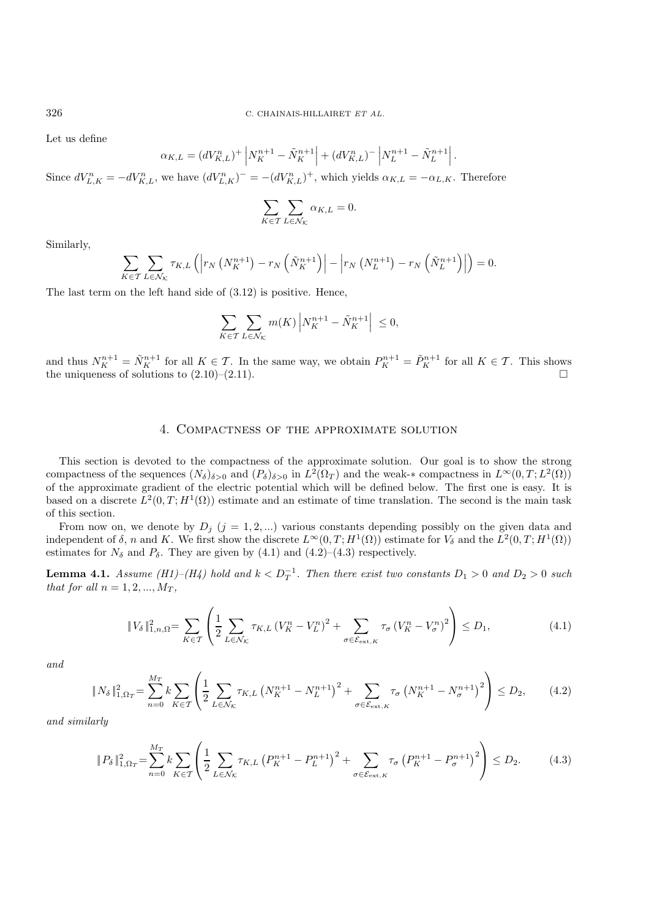Let us define

$$\alpha_{K,L} = (dV_{K,L}^n)^+ \left| N_K^{n+1} - \tilde{N}_K^{n+1} \right| + (dV_{K,L}^n)^- \left| N_L^{n+1} - \tilde{N}_L^{n+1} \right|.$$

Since $dV_{L,K}^n = -dV_{K,L}^n$, we have $(dV_{L,K}^n)^- = -(dV_{K,L}^n)^+$, which yields $\alpha_{K,L} = -\alpha_{L,K}$. Therefore

$$\sum_{K\in\mathcal{T}} \sum_{L\in\mathcal{N}_{\mathcal{K}}} \alpha_{K,L} = 0.$$

Similarly,

$$\sum_{K\in\mathcal{T}} \sum_{L\in\mathcal{N}_{\mathcal{K}}} \tau_{K,L} \left( \left| r_N\left(N_K^{n+1}\right) - r_N\left(\tilde{N}_K^{n+1}\right) \right| - \left| r_N\left(N_L^{n+1}\right) - r_N\left(\tilde{N}_L^{n+1}\right) \right| \right) = 0.$$

The last term on the left hand side of (3.12) is positive. Hence,

$$\sum_{K\in\mathcal{T}} \sum_{L\in\mathcal{N}_{\mathcal{K}}} m(K) \left| N_K^{n+1} - \tilde{N}_K^{n+1} \right| \le 0,$$

and thus $N_K^{n+1} = \tilde{N}_K^{n+1}$ for all $K \in \mathcal{T}$. In the same way, we obtain $P_K^{n+1} = \tilde{P}_K^{n+1}$ for all $K \in \mathcal{T}$. This shows the uniqueness of solutions to (2.10)–(2.11). □

## 4. Compactness of the approximate solution

This section is devoted to the compactness of the approximate solution. Our goal is to show the strong compactness of the sequences $(N_\delta)_{\delta>0}$ and $(P_\delta)_{\delta>0}$ in $L^2(\Omega_T)$ and the weak-$*$ compactness in $L^\infty(0,T;L^2(\Omega))$ of the approximate gradient of the electric potential which will be defined below. The first one is easy. It is based on a discrete $L^2(0,T;H^1(\Omega))$ estimate and an estimate of time translation. The second is the main task of this section.

From now on, we denote by $D_j$ $(j = 1, 2, ...)$ various constants depending possibly on the given data and independent of $\delta$, $n$ and $K$. We first show the discrete $L^\infty(0,T;H^1(\Omega))$ estimate for $V_\delta$ and the $L^2(0,T;H^1(\Omega))$ estimates for $N_\delta$ and $P_\delta$. They are given by (4.1) and (4.2)–(4.3) respectively.

**Lemma 4.1.** *Assume (H1)–(H4) hold and $k < D_T^{-1}$. Then there exist two constants $D_1 > 0$ and $D_2 > 0$ such that for all $n = 1, 2, ..., M_T$,*

$$\| V_\delta \|_{1,n,\Omega}^2 = \sum_{K\in\mathcal{T}} \left( \frac{1}{2} \sum_{L\in\mathcal{N}_{\mathcal{K}}} \tau_{K,L} \left(V_K^n - V_L^n\right)^2 + \sum_{\sigma\in\mathcal{E}_{\mathrm{ext},K}} \tau_\sigma \left(V_K^n - V_\sigma^n\right)^2 \right) \le D_1, \tag{4.1}$$

*and*

$$\| N_\delta \|_{1,\Omega_T}^2 = \sum_{n=0}^{M_T} k \sum_{K\in\mathcal{T}} \left( \frac{1}{2} \sum_{L\in\mathcal{N}_{\mathcal{K}}} \tau_{K,L} \left(N_K^{n+1} - N_L^{n+1}\right)^2 + \sum_{\sigma\in\mathcal{E}_{\mathrm{ext},K}} \tau_\sigma \left(N_K^{n+1} - N_\sigma^{n+1}\right)^2 \right) \le D_2, \tag{4.2}$$

*and similarly*

$$\| P_\delta \|_{1,\Omega_T}^2 = \sum_{n=0}^{M_T} k \sum_{K\in\mathcal{T}} \left( \frac{1}{2} \sum_{L\in\mathcal{N}_{\mathcal{K}}} \tau_{K,L} \left(P_K^{n+1} - P_L^{n+1}\right)^2 + \sum_{\sigma\in\mathcal{E}_{\mathrm{ext},K}} \tau_\sigma \left(P_K^{n+1} - P_\sigma^{n+1}\right)^2 \right) \le D_2. \tag{4.3}$$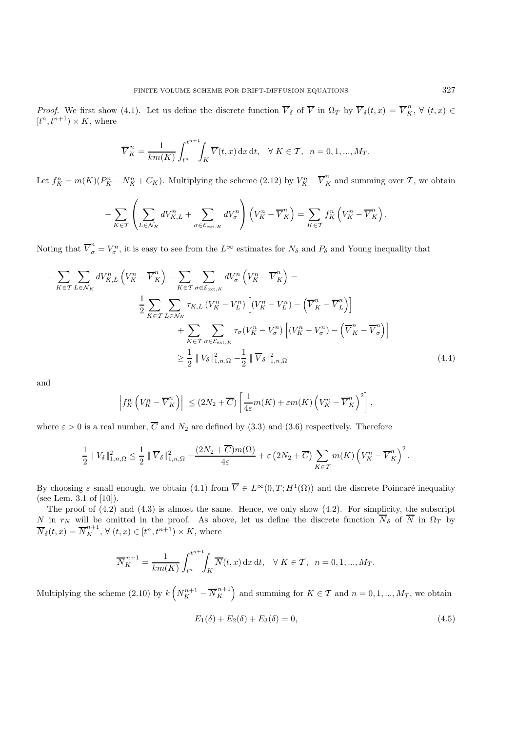*Proof.* We first show (4.1). Let us define the discrete function $\overline{V}_\delta$ of $\overline{V}$ in $\Omega_T$ by $\overline{V}_\delta(t,x) = \overline{V}^n_K$, $\forall\ (t,x) \in [t^n, t^{n+1}) \times K$, where

$$\overline{V}^n_K = \frac{1}{km(K)} \int_{t^n}^{t^{n+1}} \int_K \overline{V}(t,x)\,\mathrm{d}x\,\mathrm{d}t, \quad \forall\ K \in \mathcal{T},\ \ n = 0,1,...,M_T.$$

Let $f^n_K = m(K)(P^n_K - N^n_K + C_K)$. Multiplying the scheme (2.12) by $V^n_K - \overline{V}^n_K$ and summing over $\mathcal{T}$, we obtain

$$-\sum_{K\in\mathcal{T}} \left( \sum_{L\in\mathcal{N}_K} dV^n_{K,L} + \sum_{\sigma\in\mathcal{E}_{\mathrm{ext},K}} dV^n_\sigma \right) \left( V^n_K - \overline{V}^n_K \right) = \sum_{K\in\mathcal{T}} f^n_K \left( V^n_K - \overline{V}^n_K \right).$$

Noting that $\overline{V}^n_\sigma = V^n_\sigma$, it is easy to see from the $L^\infty$ estimates for $N_\delta$ and $P_\delta$ and Young inequality that

$$\begin{aligned}
-\sum_{K\in\mathcal{T}} \sum_{L\in\mathcal{N}_K} dV^n_{K,L} \left( V^n_K - \overline{V}^n_K \right) - \sum_{K\in\mathcal{T}} \sum_{\sigma\in\mathcal{E}_{\mathrm{ext},K}} dV^n_\sigma \left( V^n_K - \overline{V}^n_K \right) = \\
\frac{1}{2} \sum_{K\in\mathcal{T}} \sum_{L\in\mathcal{N}_K} \tau_{K,L} \left( V^n_K - V^n_L \right) \left[ \left( V^n_K - V^n_L \right) - \left( \overline{V}^n_K - \overline{V}^n_L \right) \right] \\
+ \sum_{K\in\mathcal{T}} \sum_{\sigma\in\mathcal{E}_{\mathrm{ext},K}} \tau_\sigma (V^n_K - V^n_\sigma) \left[ (V^n_K - V^n_\sigma) - \left( \overline{V}^n_K - \overline{V}^n_\sigma \right) \right] \\
\geq \frac{1}{2} \parallel V_\delta \parallel^2_{1,n,\Omega} - \frac{1}{2} \parallel \overline{V}_\delta \parallel^2_{1,n,\Omega}
\end{aligned} \tag{4.4}$$

and

$$\left| f^n_K \left( V^n_K - \overline{V}^n_K \right) \right| \leq (2N_2 + \overline{C}) \left[ \frac{1}{4\varepsilon} m(K) + \varepsilon m(K) \left( V^n_K - \overline{V}^n_K \right)^2 \right],$$

where $\varepsilon > 0$ is a real number, $\overline{C}$ and $N_2$ are defined by (3.3) and (3.6) respectively. Therefore

$$\frac{1}{2} \parallel V_\delta \parallel^2_{1,n,\Omega} \leq \frac{1}{2} \parallel \overline{V}_\delta \parallel^2_{1,n,\Omega} + \frac{(2N_2 + \overline{C}) m(\Omega)}{4\varepsilon} + \varepsilon \left( 2N_2 + \overline{C} \right) \sum_{K\in\mathcal{T}} m(K) \left( V^n_K - \overline{V}^n_K \right)^2.$$

By choosing $\varepsilon$ small enough, we obtain (4.1) from $\overline{V} \in L^\infty(0,T;H^1(\Omega))$ and the discrete Poincaré inequality (see Lem. 3.1 of [10]).

The proof of (4.2) and (4.3) is almost the same. Hence, we only show (4.2). For simplicity, the subscript $N$ in $r_N$ will be omitted in the proof. As above, let us define the discrete function $\overline{N}_\delta$ of $\overline{N}$ in $\Omega_T$ by $\overline{N}_\delta(t,x) = \overline{N}^{n+1}_K$, $\forall\ (t,x) \in [t^n, t^{n+1}) \times K$, where

$$\overline{N}^{n+1}_K = \frac{1}{km(K)} \int_{t^n}^{t^{n+1}} \int_K \overline{N}(t,x)\,\mathrm{d}x\,\mathrm{d}t, \quad \forall\ K \in \mathcal{T},\ \ n = 0,1,...,M_T.$$

Multiplying the scheme (2.10) by $k\left( N^{n+1}_K - \overline{N}^{n+1}_K \right)$ and summing for $K \in \mathcal{T}$ and $n = 0,1,...,M_T$, we obtain

$$E_1(\delta) + E_2(\delta) + E_3(\delta) = 0, \tag{4.5}$$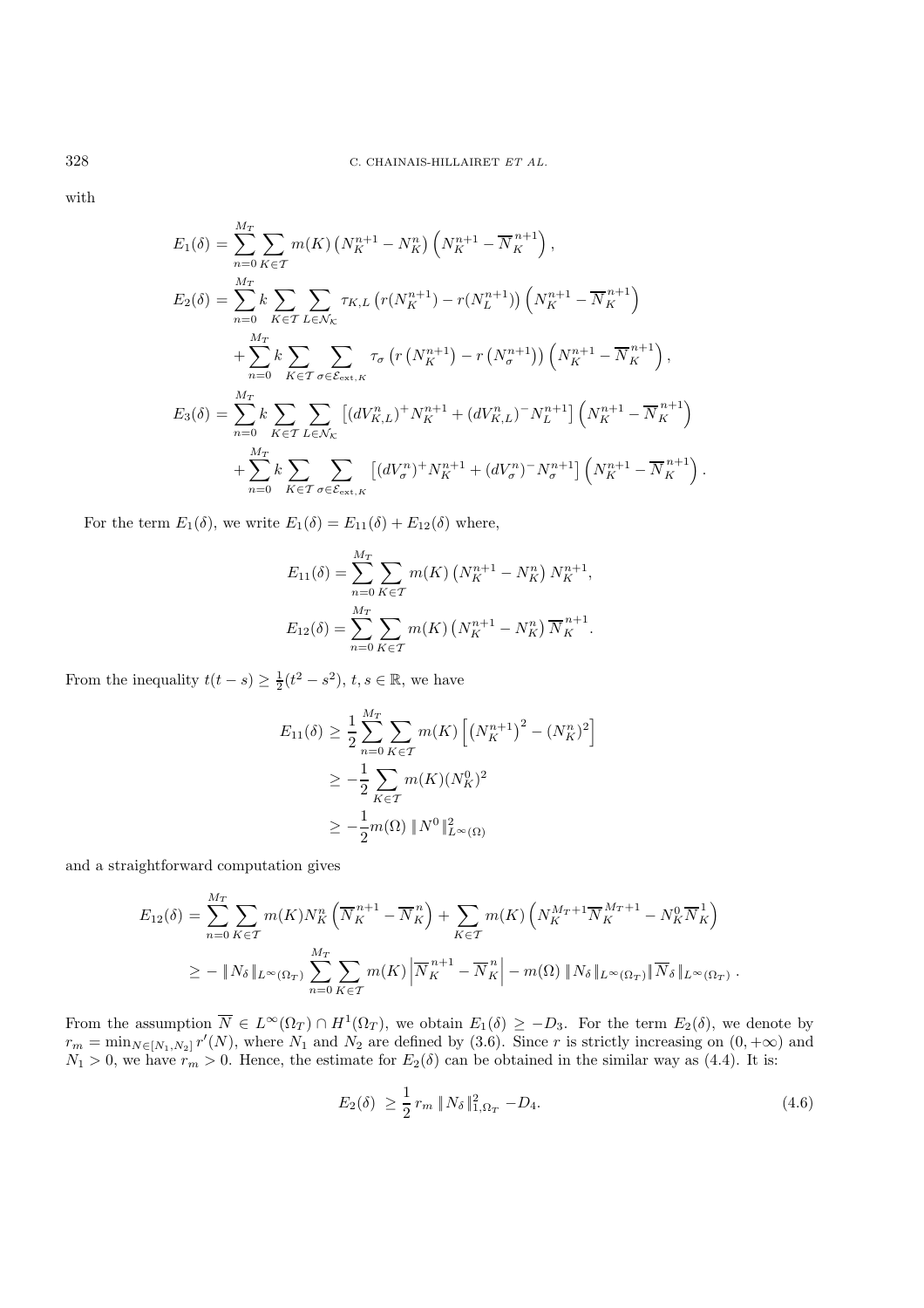with

$$
\begin{aligned}
E_1(\delta) &= \sum_{n=0}^{M_T} \sum_{K\in\mathcal{T}} m(K)\left(N_K^{n+1} - N_K^n\right)\left(N_K^{n+1} - \overline{N}_K^{\,n+1}\right),\\
E_2(\delta) &= \sum_{n=0}^{M_T} k \sum_{K\in\mathcal{T}} \sum_{L\in\mathcal{N}_K} \tau_{K,L}\left(r(N_K^{n+1}) - r(N_L^{n+1})\right)\left(N_K^{n+1} - \overline{N}_K^{\,n+1}\right)\\
&\quad + \sum_{n=0}^{M_T} k \sum_{K\in\mathcal{T}} \sum_{\sigma\in\mathcal{E}_{\mathrm{ext},K}} \tau_\sigma\left(r\left(N_K^{n+1}\right) - r\left(N_\sigma^{n+1}\right)\right)\left(N_K^{n+1} - \overline{N}_K^{\,n+1}\right),\\
E_3(\delta) &= \sum_{n=0}^{M_T} k \sum_{K\in\mathcal{T}} \sum_{L\in\mathcal{N}_K} \left[(dV_{K,L}^n)^+ N_K^{n+1} + (dV_{K,L}^n)^- N_L^{n+1}\right]\left(N_K^{n+1} - \overline{N}_K^{\,n+1}\right)\\
&\quad + \sum_{n=0}^{M_T} k \sum_{K\in\mathcal{T}} \sum_{\sigma\in\mathcal{E}_{\mathrm{ext},K}} \left[(dV_\sigma^n)^+ N_K^{n+1} + (dV_\sigma^n)^- N_\sigma^{n+1}\right]\left(N_K^{n+1} - \overline{N}_K^{\,n+1}\right).
\end{aligned}
$$

For the term $E_1(\delta)$, we write $E_1(\delta) = E_{11}(\delta) + E_{12}(\delta)$ where,

$$
\begin{aligned}
E_{11}(\delta) &= \sum_{n=0}^{M_T} \sum_{K\in\mathcal{T}} m(K)\left(N_K^{n+1} - N_K^n\right) N_K^{n+1},\\
E_{12}(\delta) &= \sum_{n=0}^{M_T} \sum_{K\in\mathcal{T}} m(K)\left(N_K^{n+1} - N_K^n\right) \overline{N}_K^{\,n+1}.
\end{aligned}
$$

From the inequality $t(t-s) \geq \frac{1}{2}(t^2 - s^2)$, $t, s \in \mathbb{R}$, we have

$$
\begin{aligned}
E_{11}(\delta) &\geq \frac{1}{2} \sum_{n=0}^{M_T} \sum_{K\in\mathcal{T}} m(K)\left[\left(N_K^{n+1}\right)^2 - (N_K^n)^2\right]\\
&\geq -\frac{1}{2} \sum_{K\in\mathcal{T}} m(K)(N_K^0)^2\\
&\geq -\frac{1}{2} m(\Omega)\, \| N^0 \|_{L^\infty(\Omega)}^2
\end{aligned}
$$

and a straightforward computation gives

$$
\begin{aligned}
E_{12}(\delta) &= \sum_{n=0}^{M_T} \sum_{K\in\mathcal{T}} m(K) N_K^n \left(\overline{N}_K^{\,n+1} - \overline{N}_K^{\,n}\right) + \sum_{K\in\mathcal{T}} m(K)\left(N_K^{M_T+1}\overline{N}_K^{\,M_T+1} - N_K^0 \overline{N}_K^{\,1}\right)\\
&\geq -\, \| N_\delta \|_{L^\infty(\Omega_T)} \sum_{n=0}^{M_T} \sum_{K\in\mathcal{T}} m(K)\left|\overline{N}_K^{\,n+1} - \overline{N}_K^{\,n}\right| - m(\Omega)\, \| N_\delta \|_{L^\infty(\Omega_T)} \| \overline{N}_\delta \|_{L^\infty(\Omega_T)}\,.
\end{aligned}
$$

From the assumption $\overline{N} \in L^\infty(\Omega_T) \cap H^1(\Omega_T)$, we obtain $E_1(\delta) \geq -D_3$. For the term $E_2(\delta)$, we denote by $r_m = \min_{N\in[N_1,N_2]} r'(N)$, where $N_1$ and $N_2$ are defined by (3.6). Since $r$ is strictly increasing on $(0, +\infty)$ and $N_1 > 0$, we have $r_m > 0$. Hence, the estimate for $E_2(\delta)$ can be obtained in the similar way as (4.4). It is:

$$
E_2(\delta) \;\geq \frac{1}{2}\, r_m\, \| N_\delta \|_{1,\Omega_T}^2 - D_4. \tag{4.6}
$$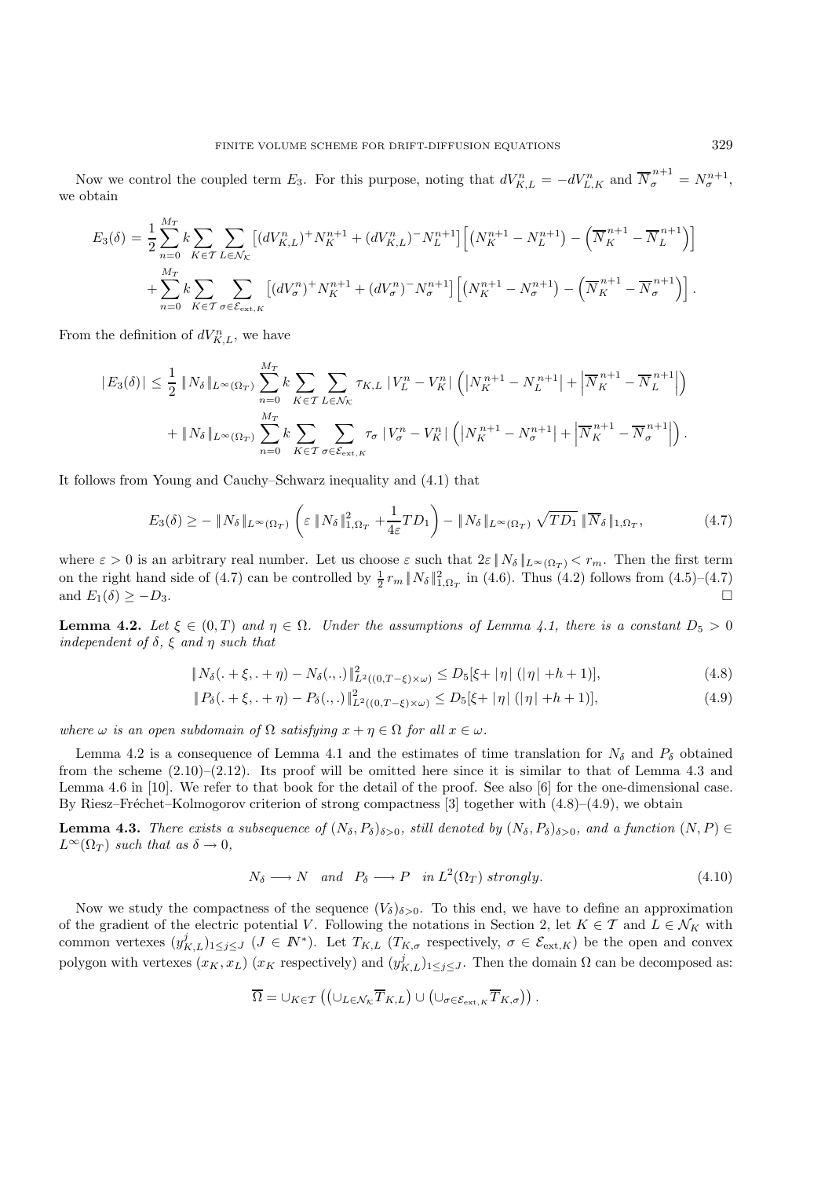Now we control the coupled term $E_3$. For this purpose, noting that $dV^n_{K,L} = -dV^n_{L,K}$ and $\overline{N}^{n+1}_\sigma = N^{n+1}_\sigma$, we obtain

$$
\begin{aligned}
E_3(\delta) = &\frac{1}{2}\sum_{n=0}^{M_T} k \sum_{K\in\mathcal{T}}\sum_{L\in\mathcal{N}_\mathcal{K}} \left[(dV^n_{K,L})^+ N^{n+1}_K + (dV^n_{K,L})^- N^{n+1}_L\right]\left[\left(N^{n+1}_K - N^{n+1}_L\right) - \left(\overline{N}^{n+1}_K - \overline{N}^{n+1}_L\right)\right] \\
&+ \sum_{n=0}^{M_T} k \sum_{K\in\mathcal{T}}\sum_{\sigma\in\mathcal{E}_{\mathrm{ext},K}} \left[(dV^n_\sigma)^+ N^{n+1}_K + (dV^n_\sigma)^- N^{n+1}_\sigma\right]\left[\left(N^{n+1}_K - N^{n+1}_\sigma\right) - \left(\overline{N}^{n+1}_K - \overline{N}^{n+1}_\sigma\right)\right].
\end{aligned}
$$

From the definition of $dV^n_{K,L}$, we have

$$
\begin{aligned}
|E_3(\delta)| \leq &\frac{1}{2}\,\|N_\delta\|_{L^\infty(\Omega_T)} \sum_{n=0}^{M_T} k \sum_{K\in\mathcal{T}}\sum_{L\in\mathcal{N}_\mathcal{K}} \tau_{K,L}\,|V^n_L - V^n_K|\,\left(\left|N^{n+1}_K - N^{n+1}_L\right| + \left|\overline{N}^{n+1}_K - \overline{N}^{n+1}_L\right|\right) \\
&+ \|N_\delta\|_{L^\infty(\Omega_T)} \sum_{n=0}^{M_T} k \sum_{K\in\mathcal{T}}\sum_{\sigma\in\mathcal{E}_{\mathrm{ext},K}} \tau_\sigma\,|V^n_\sigma - V^n_K|\,\left(\left|N^{n+1}_K - N^{n+1}_\sigma\right| + \left|\overline{N}^{n+1}_K - \overline{N}^{n+1}_\sigma\right|\right).
\end{aligned}
$$

It follows from Young and Cauchy–Schwarz inequality and (4.1) that

$$
E_3(\delta) \geq -\,\|N_\delta\|_{L^\infty(\Omega_T)}\left(\varepsilon\,\|N_\delta\|^2_{1,\Omega_T} + \frac{1}{4\varepsilon}TD_1\right) - \|N_\delta\|_{L^\infty(\Omega_T)}\,\sqrt{TD_1}\,\|\overline{N}_\delta\|_{1,\Omega_T}, \tag{4.7}
$$

where $\varepsilon > 0$ is an arbitrary real number. Let us choose $\varepsilon$ such that $2\varepsilon\,\|N_\delta\|_{L^\infty(\Omega_T)} < r_m$. Then the first term on the right hand side of (4.7) can be controlled by $\frac{1}{2}r_m\,\|N_\delta\|^2_{1,\Omega_T}$ in (4.6). Thus (4.2) follows from (4.5)–(4.7) and $E_1(\delta) \geq -D_3$. $\square$

**Lemma 4.2.** *Let $\xi \in (0,T)$ and $\eta \in \Omega$. Under the assumptions of Lemma 4.1, there is a constant $D_5 > 0$ independent of $\delta$, $\xi$ and $\eta$ such that*

$$
\|N_\delta(.+\xi,.+\eta) - N_\delta(.,.)\|^2_{L^2((0,T-\xi)\times\omega)} \leq D_5[\xi + |\eta|\,(|\eta| + h + 1)], \tag{4.8}
$$

$$
\|P_\delta(.+\xi,.+\eta) - P_\delta(.,.)\|^2_{L^2((0,T-\xi)\times\omega)} \leq D_5[\xi + |\eta|\,(|\eta| + h + 1)], \tag{4.9}
$$

*where $\omega$ is an open subdomain of $\Omega$ satisfying $x + \eta \in \Omega$ for all $x \in \omega$.*

Lemma 4.2 is a consequence of Lemma 4.1 and the estimates of time translation for $N_\delta$ and $P_\delta$ obtained from the scheme (2.10)–(2.12). Its proof will be omitted here since it is similar to that of Lemma 4.3 and Lemma 4.6 in [10]. We refer to that book for the detail of the proof. See also [6] for the one-dimensional case. By Riesz–Fréchet–Kolmogorov criterion of strong compactness [3] together with (4.8)–(4.9), we obtain

**Lemma 4.3.** *There exists a subsequence of $(N_\delta, P_\delta)_{\delta>0}$, still denoted by $(N_\delta, P_\delta)_{\delta>0}$, and a function $(N,P) \in L^\infty(\Omega_T)$ such that as $\delta \to 0$,*

$$
N_\delta \longrightarrow N \quad \text{and} \quad P_\delta \longrightarrow P \quad \text{in } L^2(\Omega_T) \text{ strongly.} \tag{4.10}
$$

Now we study the compactness of the sequence $(V_\delta)_{\delta>0}$. To this end, we have to define an approximation of the gradient of the electric potential $V$. Following the notations in Section 2, let $K \in \mathcal{T}$ and $L \in \mathcal{N}_K$ with common vertexes $(y^j_{K,L})_{1\leq j\leq J}$ ($J \in \mathbb{N}^*$). Let $T_{K,L}$ ($T_{K,\sigma}$ respectively, $\sigma \in \mathcal{E}_{\mathrm{ext},K}$) be the open and convex polygon with vertexes $(x_K, x_L)$ ($x_K$ respectively) and $(y^j_{K,L})_{1\leq j\leq J}$. Then the domain $\Omega$ can be decomposed as:

$$
\overline{\Omega} = \cup_{K\in\mathcal{T}}\left(\left(\cup_{L\in\mathcal{N}_\mathcal{K}}\overline{T}_{K,L}\right) \cup \left(\cup_{\sigma\in\mathcal{E}_{\mathrm{ext},K}}\overline{T}_{K,\sigma}\right)\right).
$$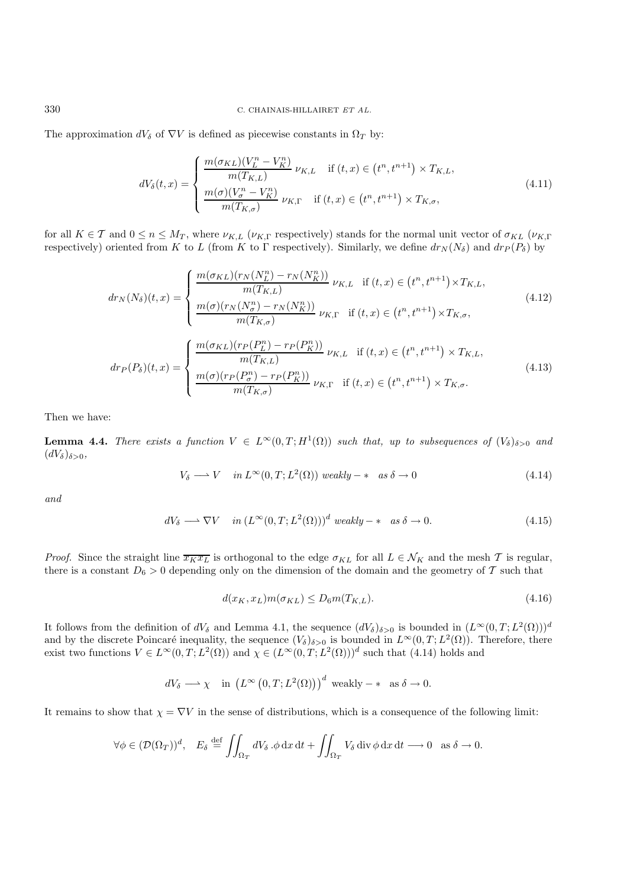The approximation $dV_\delta$ of $\nabla V$ is defined as piecewise constants in $\Omega_T$ by:

$$
dV_\delta(t,x) = \begin{cases} \dfrac{m(\sigma_{KL})(V_L^n - V_K^n)}{m(T_{K,L})}\,\nu_{K,L} & \text{if } (t,x) \in \left(t^n, t^{n+1}\right) \times T_{K,L}, \\ \dfrac{m(\sigma)(V_\sigma^n - V_K^n)}{m(T_{K,\sigma})}\,\nu_{K,\Gamma} & \text{if } (t,x) \in \left(t^n, t^{n+1}\right) \times T_{K,\sigma}, \end{cases} \tag{4.11}
$$

for all $K \in \mathcal{T}$ and $0 \leq n \leq M_T$, where $\nu_{K,L}$ ($\nu_{K,\Gamma}$ respectively) stands for the normal unit vector of $\sigma_{KL}$ ($\nu_{K,\Gamma}$ respectively) oriented from $K$ to $L$ (from $K$ to $\Gamma$ respectively). Similarly, we define $dr_N(N_\delta)$ and $dr_P(P_\delta)$ by

$$
dr_N(N_\delta)(t,x) = \begin{cases} \dfrac{m(\sigma_{KL})(r_N(N_L^n) - r_N(N_K^n))}{m(T_{K,L})}\,\nu_{K,L} & \text{if } (t,x) \in \left(t^n, t^{n+1}\right) \times T_{K,L}, \\ \dfrac{m(\sigma)(r_N(N_\sigma^n) - r_N(N_K^n))}{m(T_{K,\sigma})}\,\nu_{K,\Gamma} & \text{if } (t,x) \in \left(t^n, t^{n+1}\right) \times T_{K,\sigma}, \end{cases} \tag{4.12}
$$

$$
dr_P(P_\delta)(t,x) = \begin{cases} \dfrac{m(\sigma_{KL})(r_P(P_L^n) - r_P(P_K^n))}{m(T_{K,L})}\,\nu_{K,L} & \text{if } (t,x) \in \left(t^n, t^{n+1}\right) \times T_{K,L}, \\ \dfrac{m(\sigma)(r_P(P_\sigma^n) - r_P(P_K^n))}{m(T_{K,\sigma})}\,\nu_{K,\Gamma} & \text{if } (t,x) \in \left(t^n, t^{n+1}\right) \times T_{K,\sigma}. \end{cases} \tag{4.13}
$$

Then we have:

**Lemma 4.4.** *There exists a function $V \in L^\infty(0,T;H^1(\Omega))$ such that, up to subsequences of $(V_\delta)_{\delta>0}$ and $(dV_\delta)_{\delta>0}$,*

$$
V_\delta \longrightarrow V \quad \text{in } L^\infty(0,T;L^2(\Omega)) \text{ weakly} - * \quad \text{as } \delta \to 0 \tag{4.14}
$$

*and*

$$
dV_\delta \longrightarrow \nabla V \quad \text{in } (L^\infty(0,T;L^2(\Omega)))^d \text{ weakly} - * \quad \text{as } \delta \to 0. \tag{4.15}
$$

*Proof.* Since the straight line $\overline{x_K x_L}$ is orthogonal to the edge $\sigma_{KL}$ for all $L \in \mathcal{N}_K$ and the mesh $\mathcal{T}$ is regular, there is a constant $D_6 > 0$ depending only on the dimension of the domain and the geometry of $\mathcal{T}$ such that

$$
d(x_K, x_L) m(\sigma_{KL}) \leq D_6 m(T_{K,L}). \tag{4.16}
$$

It follows from the definition of $dV_\delta$ and Lemma 4.1, the sequence $(dV_\delta)_{\delta>0}$ is bounded in $(L^\infty(0,T;L^2(\Omega)))^d$ and by the discrete Poincaré inequality, the sequence $(V_\delta)_{\delta>0}$ is bounded in $L^\infty(0,T;L^2(\Omega))$. Therefore, there exist two functions $V \in L^\infty(0,T;L^2(\Omega))$ and $\chi \in (L^\infty(0,T;L^2(\Omega)))^d$ such that (4.14) holds and

$$
dV_\delta \longrightarrow \chi \quad \text{in } \left(L^\infty\left(0,T;L^2(\Omega)\right)\right)^d \text{ weakly} - * \quad \text{as } \delta \to 0.
$$

It remains to show that $\chi = \nabla V$ in the sense of distributions, which is a consequence of the following limit:

$$
\forall \phi \in (\mathcal{D}(\Omega_T))^d, \quad E_\delta \stackrel{\text{def}}{=} \iint_{\Omega_T} dV_\delta \,.\phi \,\mathrm{d}x\,\mathrm{d}t + \iint_{\Omega_T} V_\delta \operatorname{div}\phi \,\mathrm{d}x\,\mathrm{d}t \longrightarrow 0 \quad \text{as } \delta \to 0.
$$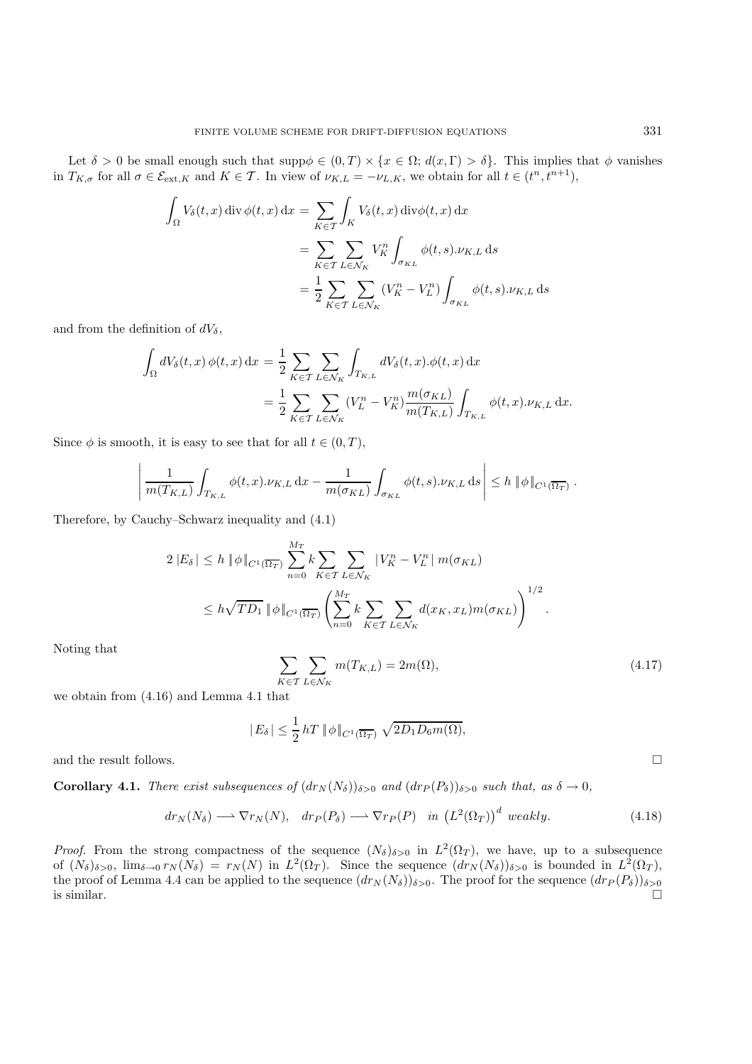Let $\delta > 0$ be small enough such that $\text{supp}\phi \in (0,T) \times \{x \in \Omega;\, d(x,\Gamma) > \delta\}$. This implies that $\phi$ vanishes in $T_{K,\sigma}$ for all $\sigma \in \mathcal{E}_{\text{ext},K}$ and $K \in \mathcal{T}$. In view of $\nu_{K,L} = -\nu_{L,K}$, we obtain for all $t \in (t^n, t^{n+1})$,

$$
\begin{aligned}
\int_\Omega V_\delta(t,x)\,\text{div}\,\phi(t,x)\,\mathrm{d}x &= \sum_{K\in\mathcal{T}} \int_K V_\delta(t,x)\,\text{div}\phi(t,x)\,\mathrm{d}x \\
&= \sum_{K\in\mathcal{T}} \sum_{L\in\mathcal{N}_K} V_K^n \int_{\sigma_{KL}} \phi(t,s).\nu_{K,L}\,\mathrm{d}s \\
&= \frac{1}{2} \sum_{K\in\mathcal{T}} \sum_{L\in\mathcal{N}_K} (V_K^n - V_L^n) \int_{\sigma_{KL}} \phi(t,s).\nu_{K,L}\,\mathrm{d}s
\end{aligned}
$$

and from the definition of $dV_\delta$,

$$
\begin{aligned}
\int_\Omega dV_\delta(t,x)\,\phi(t,x)\,\mathrm{d}x &= \frac{1}{2} \sum_{K\in\mathcal{T}} \sum_{L\in\mathcal{N}_K} \int_{T_{K,L}} dV_\delta(t,x).\phi(t,x)\,\mathrm{d}x \\
&= \frac{1}{2} \sum_{K\in\mathcal{T}} \sum_{L\in\mathcal{N}_K} (V_L^n - V_K^n) \frac{m(\sigma_{KL})}{m(T_{K,L})} \int_{T_{K,L}} \phi(t,x).\nu_{K,L}\,\mathrm{d}x.
\end{aligned}
$$

Since $\phi$ is smooth, it is easy to see that for all $t \in (0,T)$,

$$
\left| \frac{1}{m(T_{K,L})} \int_{T_{K,L}} \phi(t,x).\nu_{K,L}\,\mathrm{d}x - \frac{1}{m(\sigma_{KL})} \int_{\sigma_{KL}} \phi(t,s).\nu_{K,L}\,\mathrm{d}s \right| \le h\, \|\phi\|_{C^1(\overline{\Omega_T})}\,.
$$

Therefore, by Cauchy–Schwarz inequality and (4.1)

$$
\begin{aligned}
2\,|E_\delta| &\le h\,\|\phi\|_{C^1(\overline{\Omega_T})} \sum_{n=0}^{M_T} k \sum_{K\in\mathcal{T}} \sum_{L\in\mathcal{N}_K} |V_K^n - V_L^n|\, m(\sigma_{KL}) \\
&\le h\sqrt{TD_1}\,\|\phi\|_{C^1(\overline{\Omega_T})} \left( \sum_{n=0}^{M_T} k \sum_{K\in\mathcal{T}} \sum_{L\in\mathcal{N}_K} d(x_K,x_L) m(\sigma_{KL}) \right)^{1/2}.
\end{aligned}
$$

Noting that

$$
\sum_{K\in\mathcal{T}} \sum_{L\in\mathcal{N}_K} m(T_{K,L}) = 2m(\Omega), \tag{4.17}
$$

we obtain from (4.16) and Lemma 4.1 that

$$
|E_\delta| \le \frac{1}{2}\,hT\,\|\phi\|_{C^1(\overline{\Omega_T})}\,\sqrt{2D_1D_6m(\Omega)},
$$

and the result follows. $\square$

**Corollary 4.1.** *There exist subsequences of $(dr_N(N_\delta))_{\delta>0}$ and $(dr_P(P_\delta))_{\delta>0}$ such that, as $\delta \to 0$,*

$$
dr_N(N_\delta) \rightharpoonup \nabla r_N(N), \quad dr_P(P_\delta) \rightharpoonup \nabla r_P(P) \quad in\ \left(L^2(\Omega_T)\right)^d\ weakly. \tag{4.18}
$$

*Proof.* From the strong compactness of the sequence $(N_\delta)_{\delta>0}$ in $L^2(\Omega_T)$, we have, up to a subsequence of $(N_\delta)_{\delta>0}$, $\lim_{\delta\to0} r_N(N_\delta) = r_N(N)$ in $L^2(\Omega_T)$. Since the sequence $(dr_N(N_\delta))_{\delta>0}$ is bounded in $L^2(\Omega_T)$, the proof of Lemma 4.4 can be applied to the sequence $(dr_N(N_\delta))_{\delta>0}$. The proof for the sequence $(dr_P(P_\delta))_{\delta>0}$ is similar. $\square$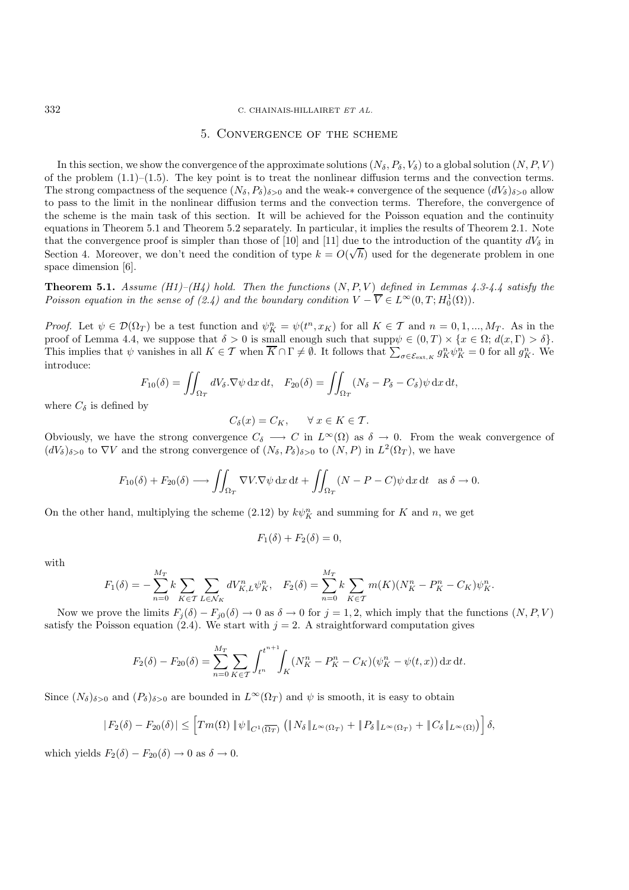## 5. Convergence of the scheme

In this section, we show the convergence of the approximate solutions $(N_\delta, P_\delta, V_\delta)$ to a global solution $(N, P, V)$ of the problem (1.1)–(1.5). The key point is to treat the nonlinear diffusion terms and the convection terms. The strong compactness of the sequence $(N_\delta, P_\delta)_{\delta>0}$ and the weak-$*$ convergence of the sequence $(dV_\delta)_{\delta>0}$ allow to pass to the limit in the nonlinear diffusion terms and the convection terms. Therefore, the convergence of the scheme is the main task of this section. It will be achieved for the Poisson equation and the continuity equations in Theorem 5.1 and Theorem 5.2 separately. In particular, it implies the results of Theorem 2.1. Note that the convergence proof is simpler than those of [10] and [11] due to the introduction of the quantity $dV_\delta$ in Section 4. Moreover, we don't need the condition of type $k = O(\sqrt{h})$ used for the degenerate problem in one space dimension [6].

**Theorem 5.1.** *Assume (H1)–(H4) hold. Then the functions $(N, P, V)$ defined in Lemmas 4.3-4.4 satisfy the Poisson equation in the sense of (2.4) and the boundary condition $V - \overline{V} \in L^\infty(0, T; H_0^1(\Omega))$.*

*Proof.* Let $\psi \in \mathcal{D}(\Omega_T)$ be a test function and $\psi_K^n = \psi(t^n, x_K)$ for all $K \in \mathcal{T}$ and $n = 0, 1, ..., M_T$. As in the proof of Lemma 4.4, we suppose that $\delta > 0$ is small enough such that supp$\psi \in (0, T) \times \{x \in \Omega;\, d(x, \Gamma) > \delta\}$. This implies that $\psi$ vanishes in all $K \in \mathcal{T}$ when $\overline{K} \cap \Gamma \neq \emptyset$. It follows that $\sum_{\sigma \in \mathcal{E}_{\mathrm{ext},K}} g_K^n \psi_K^n = 0$ for all $g_K^n$. We introduce:

$$F_{10}(\delta) = \iint_{\Omega_T} dV_\delta . \nabla \psi \,\mathrm{d}x\,\mathrm{d}t, \quad F_{20}(\delta) = \iint_{\Omega_T} (N_\delta - P_\delta - C_\delta)\psi \,\mathrm{d}x\,\mathrm{d}t,$$

where $C_\delta$ is defined by

$$C_\delta(x) = C_K, \qquad \forall\, x \in K \in \mathcal{T}.$$

Obviously, we have the strong convergence $C_\delta \longrightarrow C$ in $L^\infty(\Omega)$ as $\delta \to 0$. From the weak convergence of $(dV_\delta)_{\delta>0}$ to $\nabla V$ and the strong convergence of $(N_\delta, P_\delta)_{\delta>0}$ to $(N, P)$ in $L^2(\Omega_T)$, we have

$$F_{10}(\delta) + F_{20}(\delta) \longrightarrow \iint_{\Omega_T} \nabla V . \nabla \psi \,\mathrm{d}x\,\mathrm{d}t + \iint_{\Omega_T} (N - P - C)\psi \,\mathrm{d}x\,\mathrm{d}t \quad \text{as } \delta \to 0.$$

On the other hand, multiplying the scheme (2.12) by $k\psi_K^n$ and summing for $K$ and $n$, we get

$$F_1(\delta) + F_2(\delta) = 0,$$

with

$$F_1(\delta) = -\sum_{n=0}^{M_T} k \sum_{K \in \mathcal{T}} \sum_{L \in \mathcal{N}_K} dV_{K,L}^n \psi_K^n, \quad F_2(\delta) = \sum_{n=0}^{M_T} k \sum_{K \in \mathcal{T}} m(K)(N_K^n - P_K^n - C_K)\psi_K^n.$$

Now we prove the limits $F_j(\delta) - F_{j0}(\delta) \to 0$ as $\delta \to 0$ for $j = 1, 2$, which imply that the functions $(N, P, V)$ satisfy the Poisson equation (2.4). We start with $j = 2$. A straightforward computation gives

$$F_2(\delta) - F_{20}(\delta) = \sum_{n=0}^{M_T} \sum_{K \in \mathcal{T}} \int_{t^n}^{t^{n+1}} \int_K (N_K^n - P_K^n - C_K)(\psi_K^n - \psi(t, x)) \,\mathrm{d}x\,\mathrm{d}t.$$

Since $(N_\delta)_{\delta>0}$ and $(P_\delta)_{\delta>0}$ are bounded in $L^\infty(\Omega_T)$ and $\psi$ is smooth, it is easy to obtain

$$|F_2(\delta) - F_{20}(\delta)| \le \left[ T m(\Omega) \,\|\psi\|_{C^1(\overline{\Omega_T})} \left( \|N_\delta\|_{L^\infty(\Omega_T)} + \|P_\delta\|_{L^\infty(\Omega_T)} + \|C_\delta\|_{L^\infty(\Omega)} \right) \right] \delta,$$

which yields $F_2(\delta) - F_{20}(\delta) \to 0$ as $\delta \to 0$.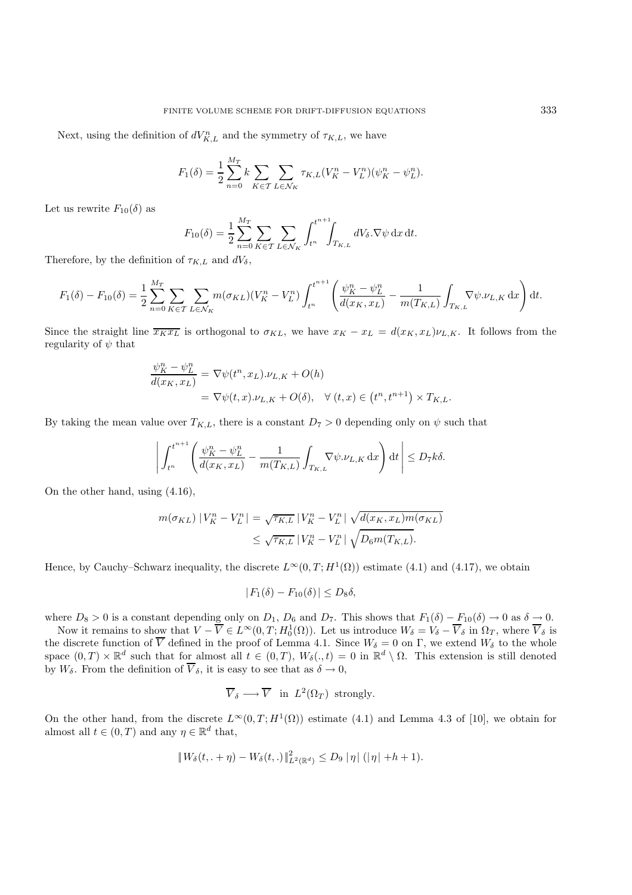Next, using the definition of $dV^n_{K,L}$ and the symmetry of $\tau_{K,L}$, we have

$$F_1(\delta) = \frac{1}{2}\sum_{n=0}^{M_T} k \sum_{K\in\mathcal{T}}\sum_{L\in\mathcal{N}_K} \tau_{K,L}(V^n_K - V^n_L)(\psi^n_K - \psi^n_L).$$

Let us rewrite $F_{10}(\delta)$ as

$$F_{10}(\delta) = \frac{1}{2}\sum_{n=0}^{M_T}\sum_{K\in\mathcal{T}}\sum_{L\in\mathcal{N}_K}\int_{t^n}^{t^{n+1}}\int_{T_{K,L}} dV_\delta.\nabla\psi \,\mathrm{d}x\,\mathrm{d}t.$$

Therefore, by the definition of $\tau_{K,L}$ and $dV_\delta$,

$$F_1(\delta) - F_{10}(\delta) = \frac{1}{2}\sum_{n=0}^{M_T}\sum_{K\in\mathcal{T}}\sum_{L\in\mathcal{N}_K} m(\sigma_{KL})(V^n_K - V^n_L)\int_{t^n}^{t^{n+1}}\left(\frac{\psi^n_K - \psi^n_L}{d(x_K,x_L)} - \frac{1}{m(T_{K,L})}\int_{T_{K,L}}\nabla\psi.\nu_{L,K}\,\mathrm{d}x\right)\mathrm{d}t.$$

Since the straight line $\overline{x_K x_L}$ is orthogonal to $\sigma_{KL}$, we have $x_K - x_L = d(x_K,x_L)\nu_{L,K}$. It follows from the regularity of $\psi$ that

$$\begin{aligned}\frac{\psi^n_K - \psi^n_L}{d(x_K,x_L)} &= \nabla\psi(t^n,x_L).\nu_{L,K} + O(h)\\ &= \nabla\psi(t,x).\nu_{L,K} + O(\delta), \quad \forall\,(t,x)\in\left(t^n,t^{n+1}\right)\times T_{K,L}.\end{aligned}$$

By taking the mean value over $T_{K,L}$, there is a constant $D_7 > 0$ depending only on $\psi$ such that

$$\left|\int_{t^n}^{t^{n+1}}\left(\frac{\psi^n_K - \psi^n_L}{d(x_K,x_L)} - \frac{1}{m(T_{K,L})}\int_{T_{K,L}}\nabla\psi.\nu_{L,K}\,\mathrm{d}x\right)\mathrm{d}t\right| \le D_7 k\delta.$$

On the other hand, using (4.16),

$$\begin{aligned} m(\sigma_{KL})\,|V^n_K - V^n_L| &= \sqrt{\tau_{K,L}}\,|V^n_K - V^n_L|\,\sqrt{d(x_K,x_L)m(\sigma_{KL})}\\ &\le \sqrt{\tau_{K,L}}\,|V^n_K - V^n_L|\,\sqrt{D_6 m(T_{K,L})}.\end{aligned}$$

Hence, by Cauchy–Schwarz inequality, the discrete $L^\infty(0,T;H^1(\Omega))$ estimate (4.1) and (4.17), we obtain

$$|F_1(\delta) - F_{10}(\delta)| \le D_8\delta,$$

where $D_8 > 0$ is a constant depending only on $D_1$, $D_6$ and $D_7$. This shows that $F_1(\delta) - F_{10}(\delta) \to 0$ as $\delta \to 0$.

Now it remains to show that $V - \overline{V} \in L^\infty(0,T;H^1_0(\Omega))$. Let us introduce $W_\delta = V_\delta - \overline{V}_\delta$ in $\Omega_T$, where $\overline{V}_\delta$ is the discrete function of $\overline{V}$ defined in the proof of Lemma 4.1. Since $W_\delta = 0$ on $\Gamma$, we extend $W_\delta$ to the whole space $(0,T)\times\mathbb{R}^d$ such that for almost all $t\in(0,T)$, $W_\delta(.,t) = 0$ in $\mathbb{R}^d\setminus\Omega$. This extension is still denoted by $W_\delta$. From the definition of $\overline{V}_\delta$, it is easy to see that as $\delta\to 0$,

$$\overline{V}_\delta \longrightarrow \overline{V} \quad \text{in } L^2(\Omega_T) \text{ strongly.}$$

On the other hand, from the discrete $L^\infty(0,T;H^1(\Omega))$ estimate (4.1) and Lemma 4.3 of [10], we obtain for almost all $t\in(0,T)$ and any $\eta\in\mathbb{R}^d$ that,

$$\|W_\delta(t,.+\eta) - W_\delta(t,.)\|^2_{L^2(\mathbb{R}^d)} \le D_9\,|\eta|\,(|\eta| + h + 1).$$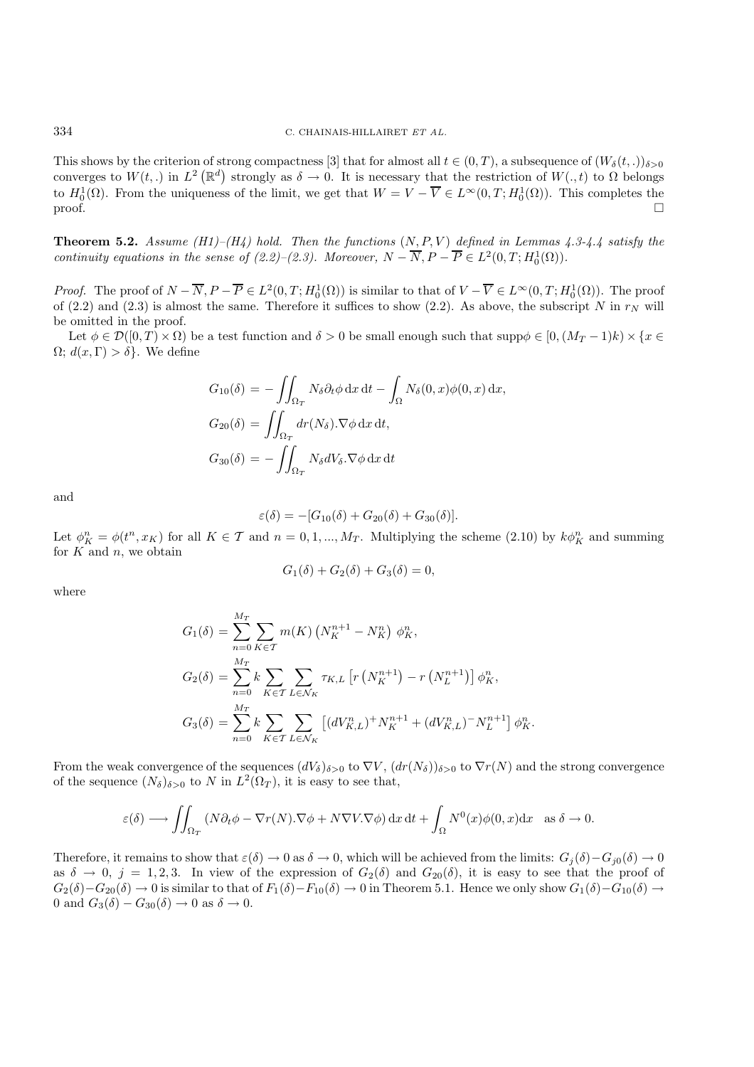This shows by the criterion of strong compactness [3] that for almost all $t \in (0,T)$, a subsequence of $(W_\delta(t,.))_{\delta>0}$ converges to $W(t,.)$ in $L^2(\mathbb{R}^d)$ strongly as $\delta \to 0$. It is necessary that the restriction of $W(.,t)$ to $\Omega$ belongs to $H_0^1(\Omega)$. From the uniqueness of the limit, we get that $W = V - \overline{V} \in L^\infty(0,T;H_0^1(\Omega))$. This completes the proof. □

**Theorem 5.2.** *Assume (H1)–(H4) hold. Then the functions $(N,P,V)$ defined in Lemmas 4.3-4.4 satisfy the continuity equations in the sense of (2.2)–(2.3). Moreover, $N-\overline{N}, P-\overline{P} \in L^2(0,T;H_0^1(\Omega))$.*

*Proof.* The proof of $N-\overline{N}, P-\overline{P} \in L^2(0,T;H_0^1(\Omega))$ is similar to that of $V-\overline{V} \in L^\infty(0,T;H_0^1(\Omega))$. The proof of (2.2) and (2.3) is almost the same. Therefore it suffices to show (2.2). As above, the subscript $N$ in $r_N$ will be omitted in the proof.

Let $\phi \in \mathcal{D}([0,T)\times\Omega)$ be a test function and $\delta > 0$ be small enough such that supp$\phi \in [0,(M_T-1)k) \times \{x \in \Omega;\, d(x,\Gamma) > \delta\}$. We define

$$
\begin{aligned}
G_{10}(\delta) &= -\iint_{\Omega_T} N_\delta \partial_t \phi \,\mathrm{d}x\,\mathrm{d}t - \int_\Omega N_\delta(0,x)\phi(0,x)\,\mathrm{d}x,\\
G_{20}(\delta) &= \iint_{\Omega_T} dr(N_\delta).\nabla\phi \,\mathrm{d}x\,\mathrm{d}t,\\
G_{30}(\delta) &= -\iint_{\Omega_T} N_\delta dV_\delta.\nabla\phi\,\mathrm{d}x\,\mathrm{d}t
\end{aligned}
$$

and

$$
\varepsilon(\delta) = -[G_{10}(\delta) + G_{20}(\delta) + G_{30}(\delta)].
$$

Let $\phi_K^n = \phi(t^n, x_K)$ for all $K \in \mathcal{T}$ and $n = 0,1,...,M_T$. Multiplying the scheme (2.10) by $k\phi_K^n$ and summing for $K$ and $n$, we obtain

$$
G_1(\delta) + G_2(\delta) + G_3(\delta) = 0,
$$

where

$$
\begin{aligned}
G_1(\delta) &= \sum_{n=0}^{M_T}\sum_{K\in\mathcal{T}} m(K)\left(N_K^{n+1} - N_K^n\right)\phi_K^n,\\
G_2(\delta) &= \sum_{n=0}^{M_T} k \sum_{K\in\mathcal{T}}\sum_{L\in\mathcal{N}_K} \tau_{K,L}\left[r\left(N_K^{n+1}\right) - r\left(N_L^{n+1}\right)\right]\phi_K^n,\\
G_3(\delta) &= \sum_{n=0}^{M_T} k \sum_{K\in\mathcal{T}}\sum_{L\in\mathcal{N}_K} \left[(dV_{K,L}^n)^+ N_K^{n+1} + (dV_{K,L}^n)^- N_L^{n+1}\right]\phi_K^n.
\end{aligned}
$$

From the weak convergence of the sequences $(dV_\delta)_{\delta>0}$ to $\nabla V$, $(dr(N_\delta))_{\delta>0}$ to $\nabla r(N)$ and the strong convergence of the sequence $(N_\delta)_{\delta>0}$ to $N$ in $L^2(\Omega_T)$, it is easy to see that,

$$
\varepsilon(\delta) \longrightarrow \iint_{\Omega_T} (N\partial_t\phi - \nabla r(N).\nabla\phi + N\nabla V.\nabla\phi)\,\mathrm{d}x\,\mathrm{d}t + \int_\Omega N^0(x)\phi(0,x)\mathrm{d}x \quad \text{as } \delta \to 0.
$$

Therefore, it remains to show that $\varepsilon(\delta) \to 0$ as $\delta \to 0$, which will be achieved from the limits: $G_j(\delta) - G_{j0}(\delta) \to 0$ as $\delta \to 0$, $j = 1,2,3$. In view of the expression of $G_2(\delta)$ and $G_{20}(\delta)$, it is easy to see that the proof of $G_2(\delta) - G_{20}(\delta) \to 0$ is similar to that of $F_1(\delta) - F_{10}(\delta) \to 0$ in Theorem 5.1. Hence we only show $G_1(\delta) - G_{10}(\delta) \to 0$ and $G_3(\delta) - G_{30}(\delta) \to 0$ as $\delta \to 0$.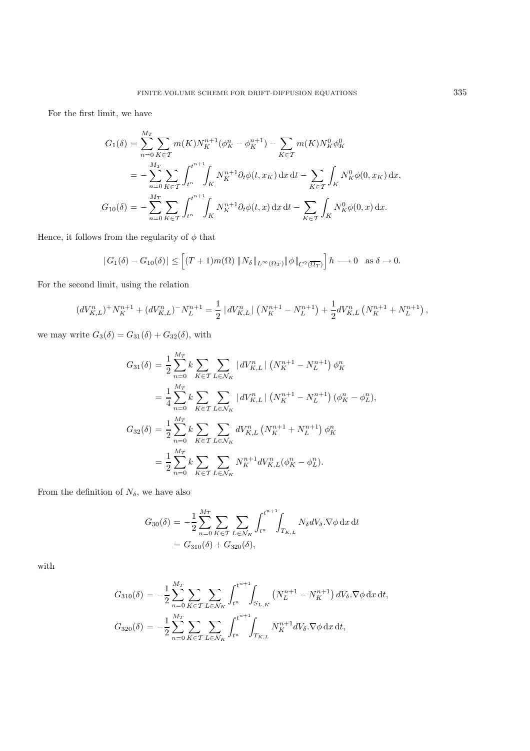For the first limit, we have

$$
\begin{aligned}
G_1(\delta) &= \sum_{n=0}^{M_T} \sum_{K\in\mathcal{T}} m(K) N_K^{n+1}(\phi_K^n - \phi_K^{n+1}) - \sum_{K\in\mathcal{T}} m(K) N_K^0 \phi_K^0 \\
&= -\sum_{n=0}^{M_T} \sum_{K\in\mathcal{T}} \int_{t^n}^{t^{n+1}} \int_K N_K^{n+1} \partial_t \phi(t, x_K)\,\mathrm{d}x\,\mathrm{d}t - \sum_{K\in\mathcal{T}} \int_K N_K^0 \phi(0, x_K)\,\mathrm{d}x, \\
G_{10}(\delta) &= -\sum_{n=0}^{M_T} \sum_{K\in\mathcal{T}} \int_{t^n}^{t^{n+1}} \int_K N_K^{n+1} \partial_t \phi(t, x)\,\mathrm{d}x\,\mathrm{d}t - \sum_{K\in\mathcal{T}} \int_K N_K^0 \phi(0, x)\,\mathrm{d}x.
\end{aligned}
$$

Hence, it follows from the regularity of $\phi$ that

$$
|G_1(\delta) - G_{10}(\delta)| \leq \Big[(T+1) m(\Omega)\, \|N_\delta\|_{L^\infty(\Omega_T)} \|\phi\|_{C^2(\overline{\Omega_T})}\Big]\, h \longrightarrow 0 \quad \text{as } \delta \to 0.
$$

For the second limit, using the relation

$$
(dV_{K,L}^n)^+ N_K^{n+1} + (dV_{K,L}^n)^- N_L^{n+1} = \frac{1}{2}\,|dV_{K,L}^n|\left(N_K^{n+1} - N_L^{n+1}\right) + \frac{1}{2} dV_{K,L}^n \left(N_K^{n+1} + N_L^{n+1}\right),
$$

we may write $G_3(\delta) = G_{31}(\delta) + G_{32}(\delta)$, with

$$
\begin{aligned}
G_{31}(\delta) &= \frac{1}{2} \sum_{n=0}^{M_T} k \sum_{K\in\mathcal{T}} \sum_{L\in\mathcal{N}_K} |dV_{K,L}^n| \left(N_K^{n+1} - N_L^{n+1}\right) \phi_K^n \\
&= \frac{1}{4} \sum_{n=0}^{M_T} k \sum_{K\in\mathcal{T}} \sum_{L\in\mathcal{N}_K} |dV_{K,L}^n| \left(N_K^{n+1} - N_L^{n+1}\right)(\phi_K^n - \phi_L^n), \\
G_{32}(\delta) &= \frac{1}{2} \sum_{n=0}^{M_T} k \sum_{K\in\mathcal{T}} \sum_{L\in\mathcal{N}_K} dV_{K,L}^n \left(N_K^{n+1} + N_L^{n+1}\right) \phi_K^n \\
&= \frac{1}{2} \sum_{n=0}^{M_T} k \sum_{K\in\mathcal{T}} \sum_{L\in\mathcal{N}_K} N_K^{n+1} dV_{K,L}^n (\phi_K^n - \phi_L^n).
\end{aligned}
$$

From the definition of $N_\delta$, we have also

$$
\begin{aligned}
G_{30}(\delta) &= -\frac{1}{2} \sum_{n=0}^{M_T} \sum_{K\in\mathcal{T}} \sum_{L\in\mathcal{N}_K} \int_{t^n}^{t^{n+1}} \int_{T_{K,L}} N_\delta dV_\delta . \nabla\phi\,\mathrm{d}x\,\mathrm{d}t \\
&= G_{310}(\delta) + G_{320}(\delta),
\end{aligned}
$$

with

$$
\begin{aligned}
G_{310}(\delta) &= -\frac{1}{2} \sum_{n=0}^{M_T} \sum_{K\in\mathcal{T}} \sum_{L\in\mathcal{N}_K} \int_{t^n}^{t^{n+1}} \int_{S_{L,K}} \left(N_L^{n+1} - N_K^{n+1}\right) dV_\delta . \nabla\phi\,\mathrm{d}x\,\mathrm{d}t, \\
G_{320}(\delta) &= -\frac{1}{2} \sum_{n=0}^{M_T} \sum_{K\in\mathcal{T}} \sum_{L\in\mathcal{N}_K} \int_{t^n}^{t^{n+1}} \int_{T_{K,L}} N_K^{n+1} dV_\delta . \nabla\phi\,\mathrm{d}x\,\mathrm{d}t,
\end{aligned}
$$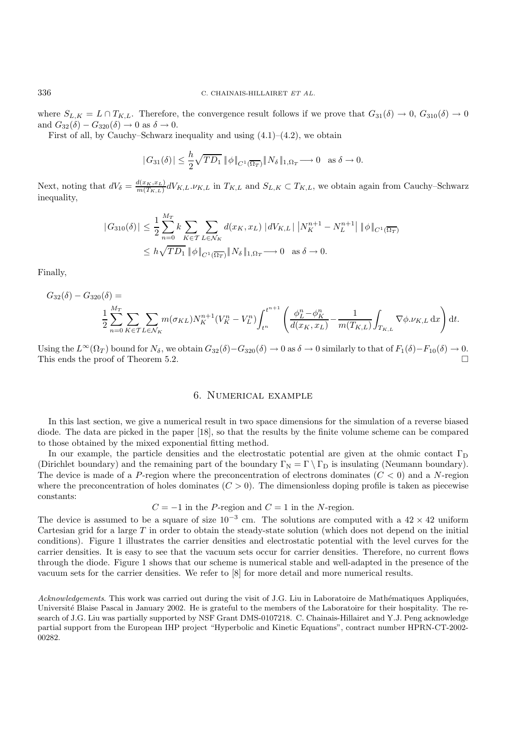where $S_{L,K} = L \cap T_{K,L}$. Therefore, the convergence result follows if we prove that $G_{31}(\delta) \to 0$, $G_{310}(\delta) \to 0$ and $G_{32}(\delta) - G_{320}(\delta) \to 0$ as $\delta \to 0$.

First of all, by Cauchy–Schwarz inequality and using (4.1)–(4.2), we obtain

$$|G_{31}(\delta)| \leq \frac{h}{2}\sqrt{TD_1}\,\|\phi\|_{C^1(\overline{\Omega_T})}\|N_\delta\|_{1,\Omega_T} \longrightarrow 0 \quad \text{as } \delta \to 0.$$

Next, noting that $dV_\delta = \frac{d(x_K,x_L)}{m(T_{K,L})} dV_{K,L}.\nu_{K,L}$ in $T_{K,L}$ and $S_{L,K} \subset T_{K,L}$, we obtain again from Cauchy–Schwarz inequality,

$$\begin{aligned}
|G_{310}(\delta)| &\leq \frac{1}{2}\sum_{n=0}^{M_T} k \sum_{K\in\mathcal{T}}\sum_{L\in\mathcal{N}_K} d(x_K,x_L)\,|dV_{K,L}|\,\left|N_K^{n+1} - N_L^{n+1}\right|\,\|\phi\|_{C^1(\overline{\Omega_T})} \\
&\leq h\sqrt{TD_1}\,\|\phi\|_{C^1(\overline{\Omega_T})}\|N_\delta\|_{1,\Omega_T} \longrightarrow 0 \quad \text{as } \delta \to 0.
\end{aligned}$$

Finally,

$$G_{32}(\delta) - G_{320}(\delta) =$$
$$\frac{1}{2}\sum_{n=0}^{M_T}\sum_{K\in\mathcal{T}}\sum_{L\in\mathcal{N}_K} m(\sigma_{KL}) N_K^{n+1}(V_K^n - V_L^n)\int_{t^n}^{t^{n+1}}\left(\frac{\phi_L^n - \phi_K^n}{d(x_K,x_L)} - \frac{1}{m(T_{K,L})}\int_{T_{K,L}} \nabla\phi.\nu_{K,L}\,\mathrm{d}x\right)\mathrm{d}t.$$

Using the $L^\infty(\Omega_T)$ bound for $N_\delta$, we obtain $G_{32}(\delta) - G_{320}(\delta) \to 0$ as $\delta \to 0$ similarly to that of $F_1(\delta) - F_{10}(\delta) \to 0$. This ends the proof of Theorem 5.2. $\square$

## 6. Numerical example

In this last section, we give a numerical result in two space dimensions for the simulation of a reverse biased diode. The data are picked in the paper [18], so that the results by the finite volume scheme can be compared to those obtained by the mixed exponential fitting method.

In our example, the particle densities and the electrostatic potential are given at the ohmic contact $\Gamma_\mathrm{D}$ (Dirichlet boundary) and the remaining part of the boundary $\Gamma_\mathrm{N} = \Gamma \setminus \Gamma_\mathrm{D}$ is insulating (Neumann boundary). The device is made of a $P$-region where the preconcentration of electrons dominates ($C < 0$) and a $N$-region where the preconcentration of holes dominates ($C > 0$). The dimensionless doping profile is taken as piecewise constants:

$$C = -1 \text{ in the } P\text{-region and } C = 1 \text{ in the } N\text{-region.}$$

The device is assumed to be a square of size $10^{-3}$ cm. The solutions are computed with a $42 \times 42$ uniform Cartesian grid for a large $T$ in order to obtain the steady-state solution (which does not depend on the initial conditions). Figure 1 illustrates the carrier densities and electrostatic potential with the level curves for the carrier densities. It is easy to see that the vacuum sets occur for carrier densities. Therefore, no current flows through the diode. Figure 1 shows that our scheme is numerical stable and well-adapted in the presence of the vacuum sets for the carrier densities. We refer to [8] for more detail and more numerical results.

*Acknowledgements*. This work was carried out during the visit of J.G. Liu in Laboratoire de Mathématiques Appliquées, Université Blaise Pascal in January 2002. He is grateful to the members of the Laboratoire for their hospitality. The research of J.G. Liu was partially supported by NSF Grant DMS-0107218. C. Chainais-Hillairet and Y.J. Peng acknowledge partial support from the European IHP project "Hyperbolic and Kinetic Equations", contract number HPRN-CT-2002-00282.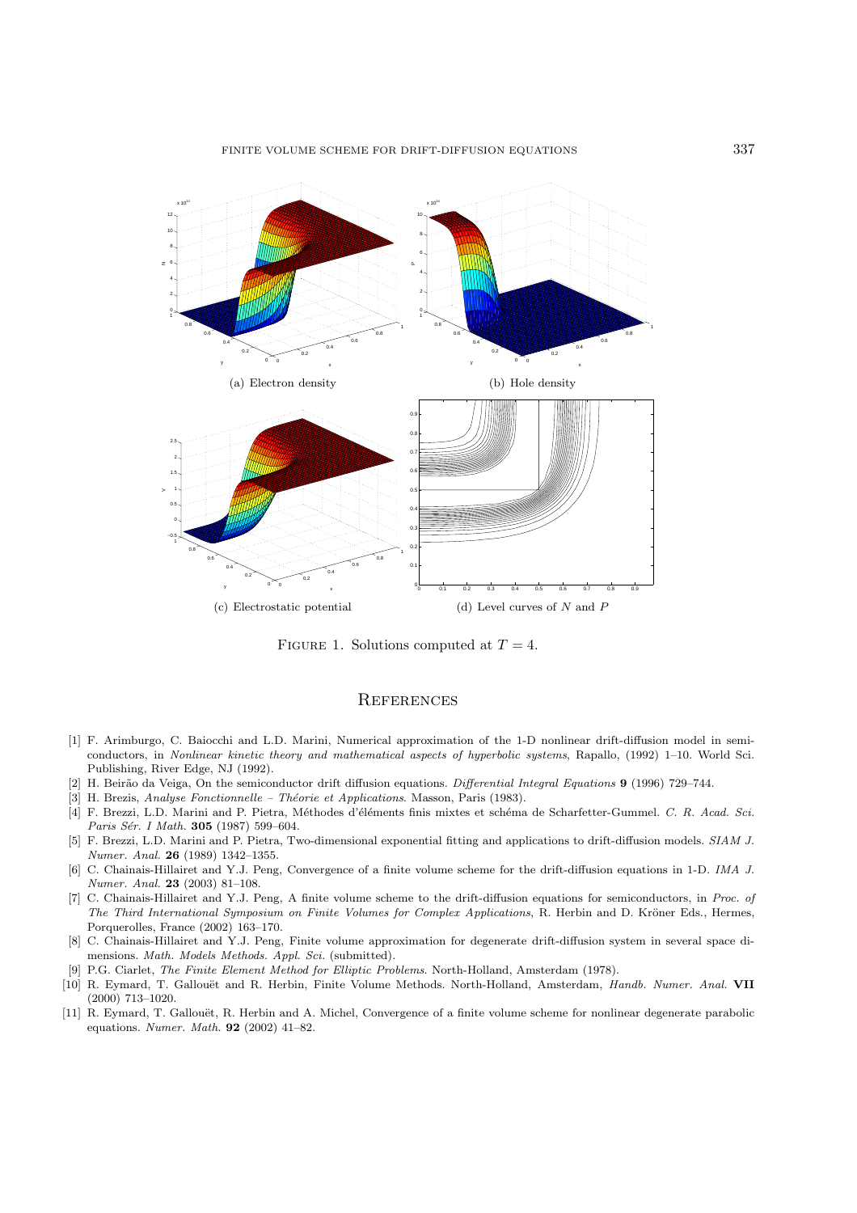(a) Electron density

(b) Hole density

(c) Electrostatic potential

(d) Level curves of $N$ and $P$

FIGURE 1. Solutions computed at $T = 4$.

## References

[1] F. Arimburgo, C. Baiocchi and L.D. Marini, Numerical approximation of the 1-D nonlinear drift-diffusion model in semiconductors, in *Nonlinear kinetic theory and mathematical aspects of hyperbolic systems*, Rapallo, (1992) 1–10. World Sci. Publishing, River Edge, NJ (1992).

[2] H. Beirão da Veiga, On the semiconductor drift diffusion equations. *Differential Integral Equations* **9** (1996) 729–744.

[3] H. Brezis, *Analyse Fonctionnelle – Théorie et Applications*. Masson, Paris (1983).

[4] F. Brezzi, L.D. Marini and P. Pietra, Méthodes d'éléments finis mixtes et schéma de Scharfetter-Gummel. *C. R. Acad. Sci. Paris Sér. I Math.* **305** (1987) 599–604.

[5] F. Brezzi, L.D. Marini and P. Pietra, Two-dimensional exponential fitting and applications to drift-diffusion models. *SIAM J. Numer. Anal.* **26** (1989) 1342–1355.

[6] C. Chainais-Hillairet and Y.J. Peng, Convergence of a finite volume scheme for the drift-diffusion equations in 1-D. *IMA J. Numer. Anal.* **23** (2003) 81–108.

[7] C. Chainais-Hillairet and Y.J. Peng, A finite volume scheme to the drift-diffusion equations for semiconductors, in *Proc. of The Third International Symposium on Finite Volumes for Complex Applications*, R. Herbin and D. Kröner Eds., Hermes, Porquerolles, France (2002) 163–170.

[8] C. Chainais-Hillairet and Y.J. Peng, Finite volume approximation for degenerate drift-diffusion system in several space dimensions. *Math. Models Methods. Appl. Sci.* (submitted).

[9] P.G. Ciarlet, *The Finite Element Method for Elliptic Problems*. North-Holland, Amsterdam (1978).

[10] R. Eymard, T. Gallouët and R. Herbin, Finite Volume Methods. North-Holland, Amsterdam, *Handb. Numer. Anal.* **VII** (2000) 713–1020.

[11] R. Eymard, T. Gallouët, R. Herbin and A. Michel, Convergence of a finite volume scheme for nonlinear degenerate parabolic equations. *Numer. Math.* **92** (2002) 41–82.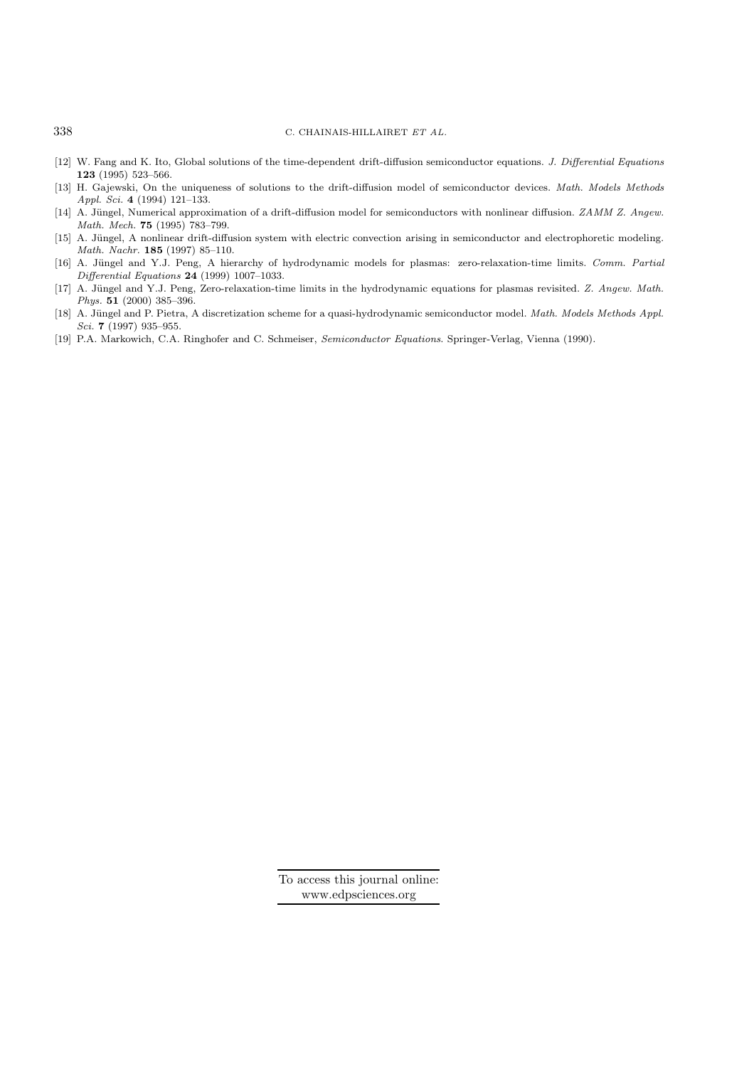[12] W. Fang and K. Ito, Global solutions of the time-dependent drift-diffusion semiconductor equations. *J. Differential Equations* **123** (1995) 523–566.

[13] H. Gajewski, On the uniqueness of solutions to the drift-diffusion model of semiconductor devices. *Math. Models Methods Appl. Sci.* **4** (1994) 121–133.

[14] A. Jüngel, Numerical approximation of a drift-diffusion model for semiconductors with nonlinear diffusion. *ZAMM Z. Angew. Math. Mech.* **75** (1995) 783–799.

[15] A. Jüngel, A nonlinear drift-diffusion system with electric convection arising in semiconductor and electrophoretic modeling. *Math. Nachr.* **185** (1997) 85–110.

[16] A. Jüngel and Y.J. Peng, A hierarchy of hydrodynamic models for plasmas: zero-relaxation-time limits. *Comm. Partial Differential Equations* **24** (1999) 1007–1033.

[17] A. Jüngel and Y.J. Peng, Zero-relaxation-time limits in the hydrodynamic equations for plasmas revisited. *Z. Angew. Math. Phys.* **51** (2000) 385–396.

[18] A. Jüngel and P. Pietra, A discretization scheme for a quasi-hydrodynamic semiconductor model. *Math. Models Methods Appl. Sci.* **7** (1997) 935–955.

[19] P.A. Markowich, C.A. Ringhofer and C. Schmeiser, *Semiconductor Equations*. Springer-Verlag, Vienna (1990).

To access this journal online:
www.edpsciences.org